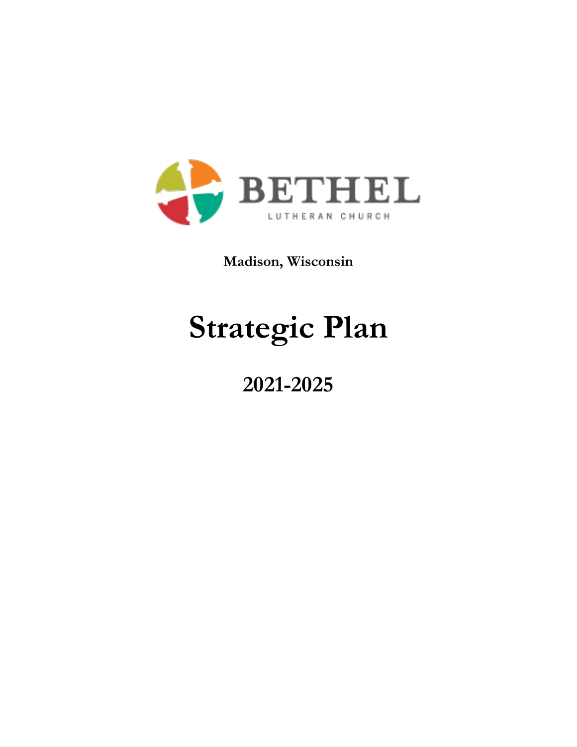BETHEL

LUTHERAN CHURCH

**Madison, Wisconsin**

# Strategic Plan

## 2021-2025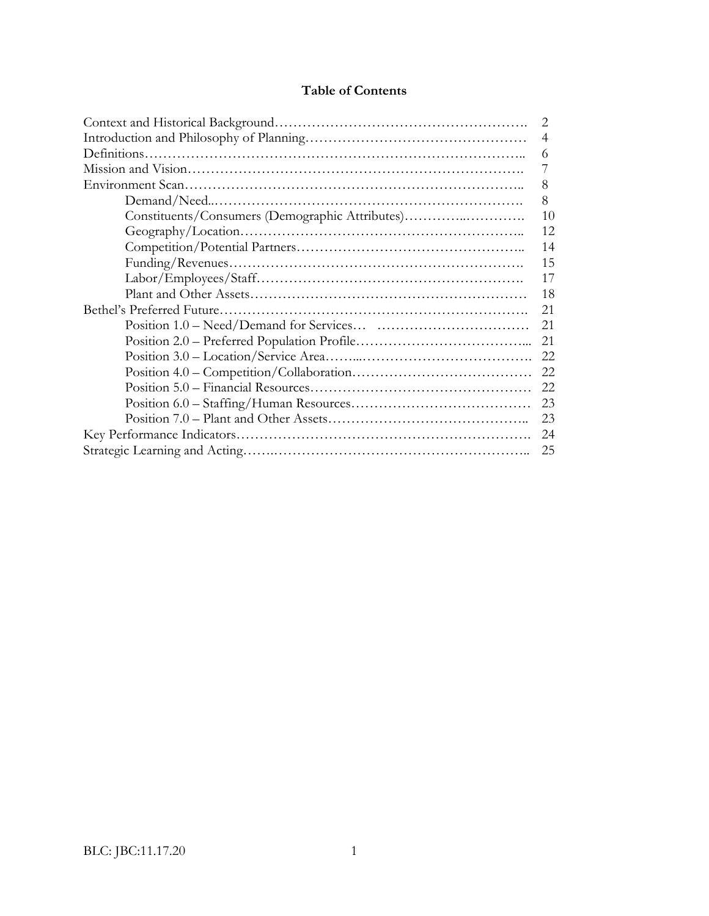# Table of Contents

| | |
|---|---|
| Context and Historical Background | 2 |
| Introduction and Philosophy of Planning | 4 |
| Definitions | 6 |
| Mission and Vision | 7 |
| Environment Scan | 8 |
| &nbsp;&nbsp;&nbsp;&nbsp;Demand/Need | 8 |
| &nbsp;&nbsp;&nbsp;&nbsp;Constituents/Consumers (Demographic Attributes) | 10 |
| &nbsp;&nbsp;&nbsp;&nbsp;Geography/Location | 12 |
| &nbsp;&nbsp;&nbsp;&nbsp;Competition/Potential Partners | 14 |
| &nbsp;&nbsp;&nbsp;&nbsp;Funding/Revenues | 15 |
| &nbsp;&nbsp;&nbsp;&nbsp;Labor/Employees/Staff | 17 |
| &nbsp;&nbsp;&nbsp;&nbsp;Plant and Other Assets | 18 |
| Bethel's Preferred Future | 21 |
| &nbsp;&nbsp;&nbsp;&nbsp;Position 1.0 – Need/Demand for Services | 21 |
| &nbsp;&nbsp;&nbsp;&nbsp;Position 2.0 – Preferred Population Profile | 21 |
| &nbsp;&nbsp;&nbsp;&nbsp;Position 3.0 – Location/Service Area | 22 |
| &nbsp;&nbsp;&nbsp;&nbsp;Position 4.0 – Competition/Collaboration | 22 |
| &nbsp;&nbsp;&nbsp;&nbsp;Position 5.0 – Financial Resources | 22 |
| &nbsp;&nbsp;&nbsp;&nbsp;Position 6.0 – Staffing/Human Resources | 23 |
| &nbsp;&nbsp;&nbsp;&nbsp;Position 7.0 – Plant and Other Assets | 23 |
| Key Performance Indicators | 24 |
| Strategic Learning and Acting | 25 |

BLC: JBC:11.17.20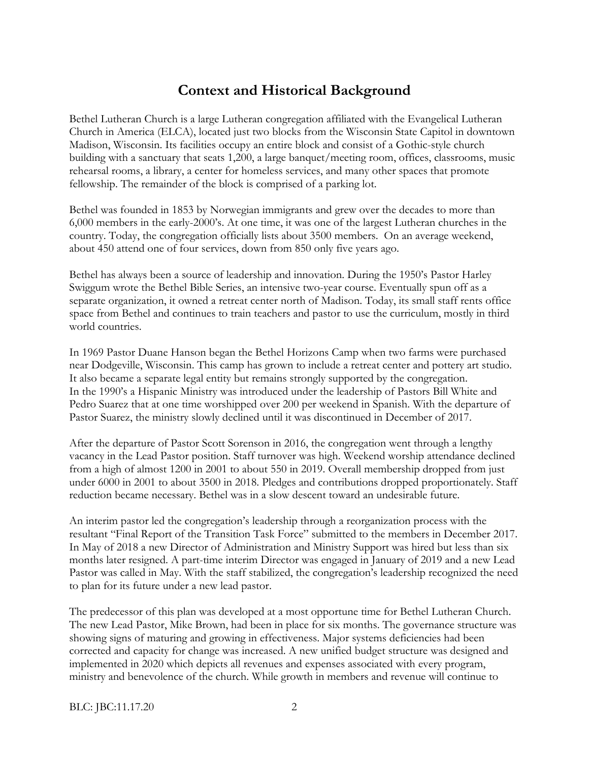# Context and Historical Background

Bethel Lutheran Church is a large Lutheran congregation affiliated with the Evangelical Lutheran Church in America (ELCA), located just two blocks from the Wisconsin State Capitol in downtown Madison, Wisconsin. Its facilities occupy an entire block and consist of a Gothic-style church building with a sanctuary that seats 1,200, a large banquet/meeting room, offices, classrooms, music rehearsal rooms, a library, a center for homeless services, and many other spaces that promote fellowship. The remainder of the block is comprised of a parking lot.

Bethel was founded in 1853 by Norwegian immigrants and grew over the decades to more than 6,000 members in the early-2000's. At one time, it was one of the largest Lutheran churches in the country. Today, the congregation officially lists about 3500 members. On an average weekend, about 450 attend one of four services, down from 850 only five years ago.

Bethel has always been a source of leadership and innovation. During the 1950's Pastor Harley Swiggum wrote the Bethel Bible Series, an intensive two-year course. Eventually spun off as a separate organization, it owned a retreat center north of Madison. Today, its small staff rents office space from Bethel and continues to train teachers and pastor to use the curriculum, mostly in third world countries.

In 1969 Pastor Duane Hanson began the Bethel Horizons Camp when two farms were purchased near Dodgeville, Wisconsin. This camp has grown to include a retreat center and pottery art studio. It also became a separate legal entity but remains strongly supported by the congregation. In the 1990's a Hispanic Ministry was introduced under the leadership of Pastors Bill White and Pedro Suarez that at one time worshipped over 200 per weekend in Spanish. With the departure of Pastor Suarez, the ministry slowly declined until it was discontinued in December of 2017.

After the departure of Pastor Scott Sorenson in 2016, the congregation went through a lengthy vacancy in the Lead Pastor position. Staff turnover was high. Weekend worship attendance declined from a high of almost 1200 in 2001 to about 550 in 2019. Overall membership dropped from just under 6000 in 2001 to about 3500 in 2018. Pledges and contributions dropped proportionately. Staff reduction became necessary. Bethel was in a slow descent toward an undesirable future.

An interim pastor led the congregation's leadership through a reorganization process with the resultant "Final Report of the Transition Task Force" submitted to the members in December 2017. In May of 2018 a new Director of Administration and Ministry Support was hired but less than six months later resigned. A part-time interim Director was engaged in January of 2019 and a new Lead Pastor was called in May. With the staff stabilized, the congregation's leadership recognized the need to plan for its future under a new lead pastor.

The predecessor of this plan was developed at a most opportune time for Bethel Lutheran Church. The new Lead Pastor, Mike Brown, had been in place for six months. The governance structure was showing signs of maturing and growing in effectiveness. Major systems deficiencies had been corrected and capacity for change was increased. A new unified budget structure was designed and implemented in 2020 which depicts all revenues and expenses associated with every program, ministry and benevolence of the church. While growth in members and revenue will continue to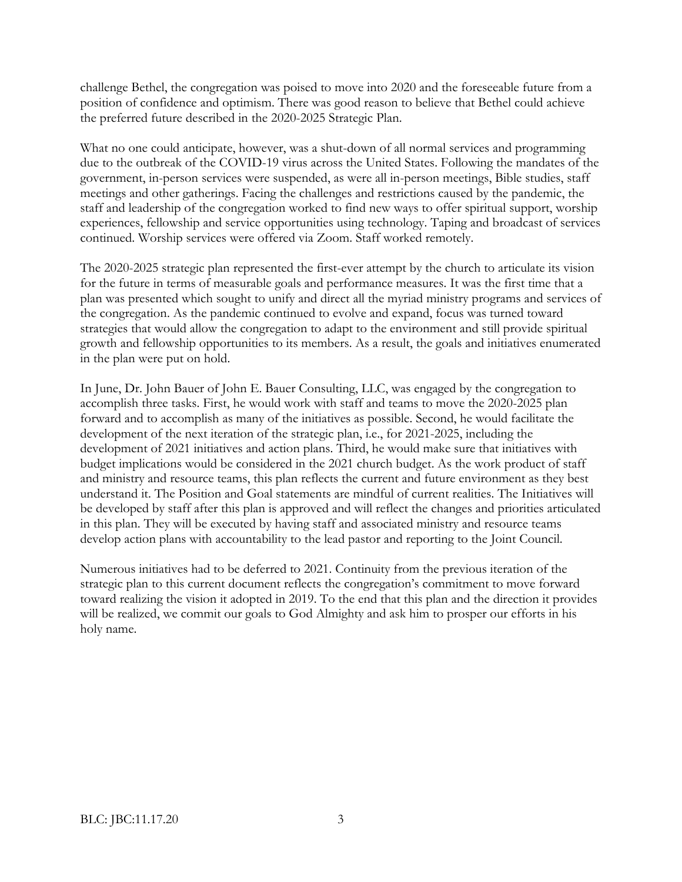challenge Bethel, the congregation was poised to move into 2020 and the foreseeable future from a position of confidence and optimism. There was good reason to believe that Bethel could achieve the preferred future described in the 2020-2025 Strategic Plan.

What no one could anticipate, however, was a shut-down of all normal services and programming due to the outbreak of the COVID-19 virus across the United States. Following the mandates of the government, in-person services were suspended, as were all in-person meetings, Bible studies, staff meetings and other gatherings. Facing the challenges and restrictions caused by the pandemic, the staff and leadership of the congregation worked to find new ways to offer spiritual support, worship experiences, fellowship and service opportunities using technology. Taping and broadcast of services continued. Worship services were offered via Zoom. Staff worked remotely.

The 2020-2025 strategic plan represented the first-ever attempt by the church to articulate its vision for the future in terms of measurable goals and performance measures. It was the first time that a plan was presented which sought to unify and direct all the myriad ministry programs and services of the congregation. As the pandemic continued to evolve and expand, focus was turned toward strategies that would allow the congregation to adapt to the environment and still provide spiritual growth and fellowship opportunities to its members. As a result, the goals and initiatives enumerated in the plan were put on hold.

In June, Dr. John Bauer of John E. Bauer Consulting, LLC, was engaged by the congregation to accomplish three tasks. First, he would work with staff and teams to move the 2020-2025 plan forward and to accomplish as many of the initiatives as possible. Second, he would facilitate the development of the next iteration of the strategic plan, i.e., for 2021-2025, including the development of 2021 initiatives and action plans. Third, he would make sure that initiatives with budget implications would be considered in the 2021 church budget. As the work product of staff and ministry and resource teams, this plan reflects the current and future environment as they best understand it. The Position and Goal statements are mindful of current realities. The Initiatives will be developed by staff after this plan is approved and will reflect the changes and priorities articulated in this plan. They will be executed by having staff and associated ministry and resource teams develop action plans with accountability to the lead pastor and reporting to the Joint Council.

Numerous initiatives had to be deferred to 2021. Continuity from the previous iteration of the strategic plan to this current document reflects the congregation's commitment to move forward toward realizing the vision it adopted in 2019. To the end that this plan and the direction it provides will be realized, we commit our goals to God Almighty and ask him to prosper our efforts in his holy name.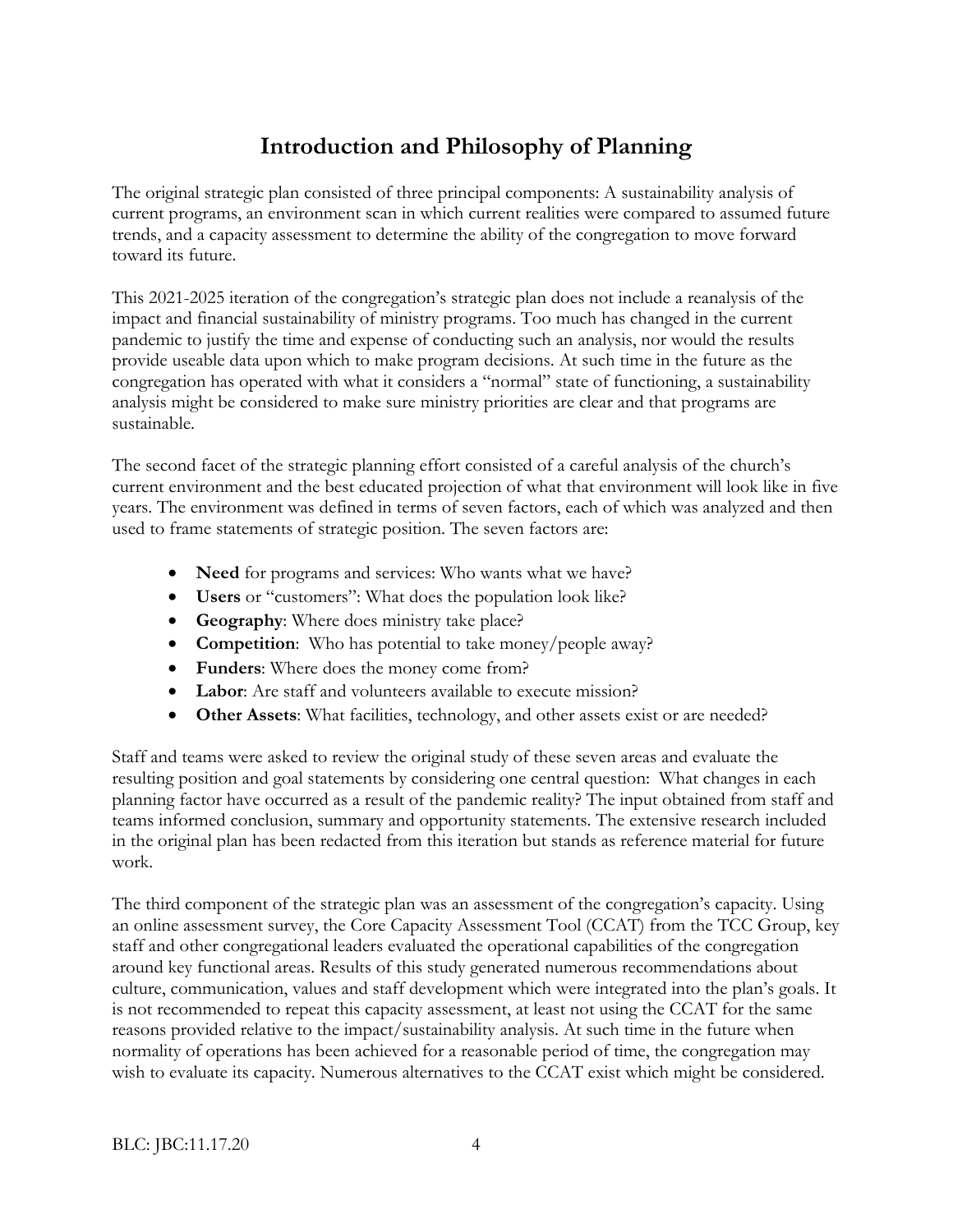# Introduction and Philosophy of Planning

The original strategic plan consisted of three principal components: A sustainability analysis of current programs, an environment scan in which current realities were compared to assumed future trends, and a capacity assessment to determine the ability of the congregation to move forward toward its future.

This 2021-2025 iteration of the congregation's strategic plan does not include a reanalysis of the impact and financial sustainability of ministry programs. Too much has changed in the current pandemic to justify the time and expense of conducting such an analysis, nor would the results provide useable data upon which to make program decisions. At such time in the future as the congregation has operated with what it considers a "normal" state of functioning, a sustainability analysis might be considered to make sure ministry priorities are clear and that programs are sustainable.

The second facet of the strategic planning effort consisted of a careful analysis of the church's current environment and the best educated projection of what that environment will look like in five years. The environment was defined in terms of seven factors, each of which was analyzed and then used to frame statements of strategic position. The seven factors are:

- **Need** for programs and services: Who wants what we have?
- **Users** or "customers": What does the population look like?
- **Geography**: Where does ministry take place?
- **Competition**: Who has potential to take money/people away?
- **Funders**: Where does the money come from?
- **Labor**: Are staff and volunteers available to execute mission?
- **Other Assets**: What facilities, technology, and other assets exist or are needed?

Staff and teams were asked to review the original study of these seven areas and evaluate the resulting position and goal statements by considering one central question: What changes in each planning factor have occurred as a result of the pandemic reality? The input obtained from staff and teams informed conclusion, summary and opportunity statements. The extensive research included in the original plan has been redacted from this iteration but stands as reference material for future work.

The third component of the strategic plan was an assessment of the congregation's capacity. Using an online assessment survey, the Core Capacity Assessment Tool (CCAT) from the TCC Group, key staff and other congregational leaders evaluated the operational capabilities of the congregation around key functional areas. Results of this study generated numerous recommendations about culture, communication, values and staff development which were integrated into the plan's goals. It is not recommended to repeat this capacity assessment, at least not using the CCAT for the same reasons provided relative to the impact/sustainability analysis. At such time in the future when normality of operations has been achieved for a reasonable period of time, the congregation may wish to evaluate its capacity. Numerous alternatives to the CCAT exist which might be considered.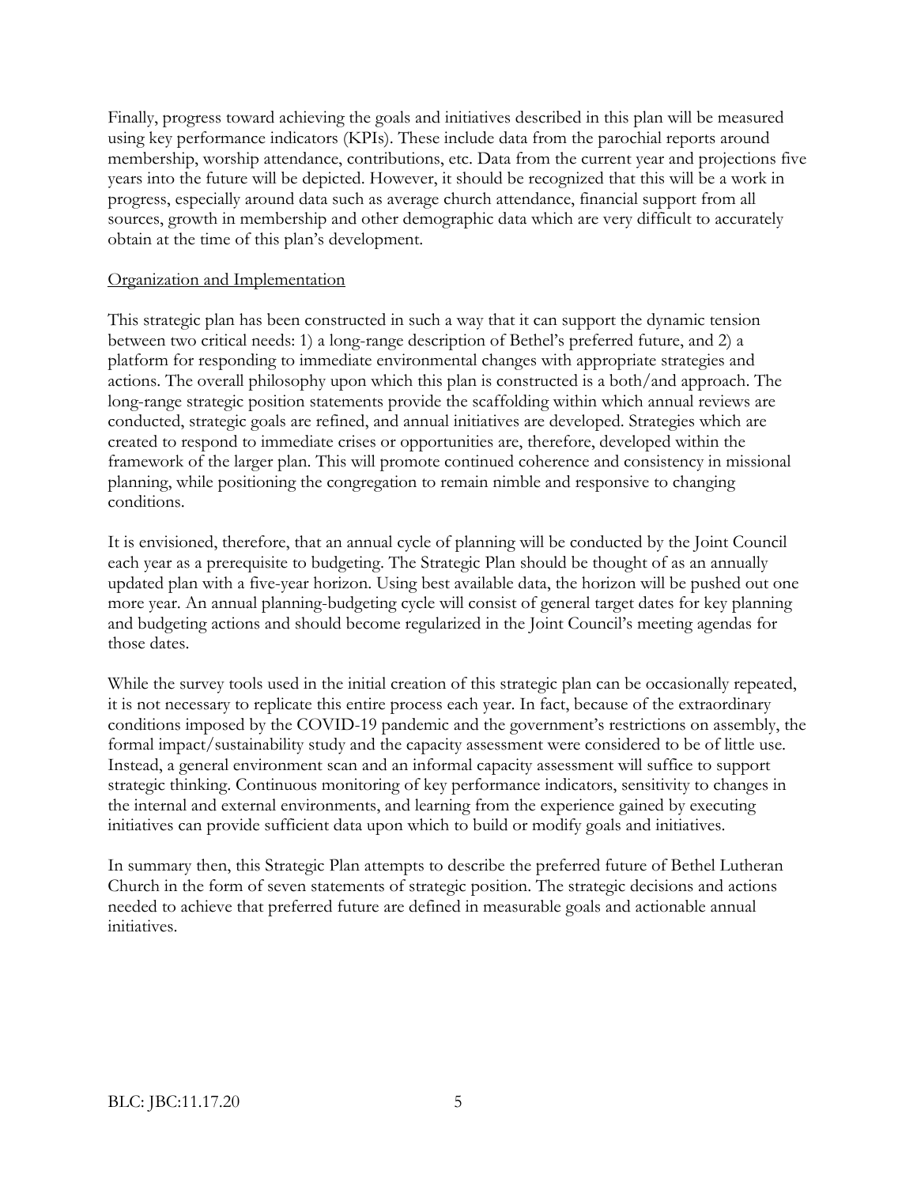Finally, progress toward achieving the goals and initiatives described in this plan will be measured using key performance indicators (KPIs). These include data from the parochial reports around membership, worship attendance, contributions, etc. Data from the current year and projections five years into the future will be depicted. However, it should be recognized that this will be a work in progress, especially around data such as average church attendance, financial support from all sources, growth in membership and other demographic data which are very difficult to accurately obtain at the time of this plan's development.

## Organization and Implementation

This strategic plan has been constructed in such a way that it can support the dynamic tension between two critical needs: 1) a long-range description of Bethel's preferred future, and 2) a platform for responding to immediate environmental changes with appropriate strategies and actions. The overall philosophy upon which this plan is constructed is a both/and approach. The long-range strategic position statements provide the scaffolding within which annual reviews are conducted, strategic goals are refined, and annual initiatives are developed. Strategies which are created to respond to immediate crises or opportunities are, therefore, developed within the framework of the larger plan. This will promote continued coherence and consistency in missional planning, while positioning the congregation to remain nimble and responsive to changing conditions.

It is envisioned, therefore, that an annual cycle of planning will be conducted by the Joint Council each year as a prerequisite to budgeting. The Strategic Plan should be thought of as an annually updated plan with a five-year horizon. Using best available data, the horizon will be pushed out one more year. An annual planning-budgeting cycle will consist of general target dates for key planning and budgeting actions and should become regularized in the Joint Council's meeting agendas for those dates.

While the survey tools used in the initial creation of this strategic plan can be occasionally repeated, it is not necessary to replicate this entire process each year. In fact, because of the extraordinary conditions imposed by the COVID-19 pandemic and the government's restrictions on assembly, the formal impact/sustainability study and the capacity assessment were considered to be of little use. Instead, a general environment scan and an informal capacity assessment will suffice to support strategic thinking. Continuous monitoring of key performance indicators, sensitivity to changes in the internal and external environments, and learning from the experience gained by executing initiatives can provide sufficient data upon which to build or modify goals and initiatives.

In summary then, this Strategic Plan attempts to describe the preferred future of Bethel Lutheran Church in the form of seven statements of strategic position. The strategic decisions and actions needed to achieve that preferred future are defined in measurable goals and actionable annual initiatives.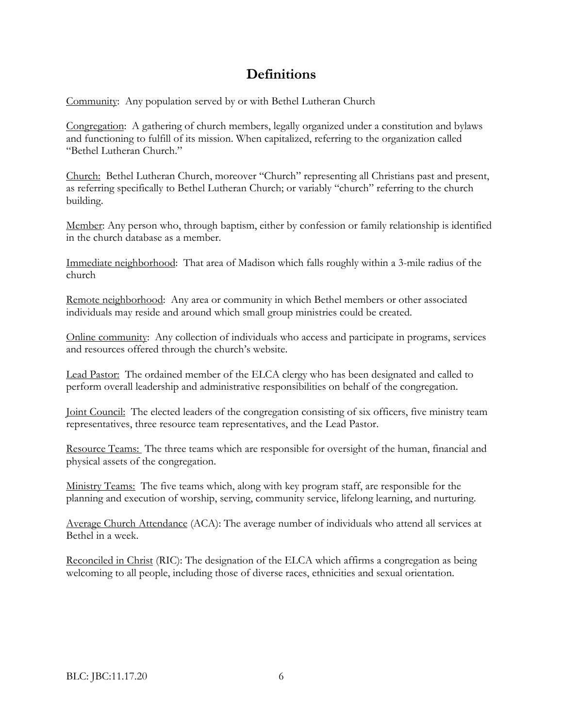# Definitions

<u>Community</u>: Any population served by or with Bethel Lutheran Church

<u>Congregation</u>: A gathering of church members, legally organized under a constitution and bylaws and functioning to fulfill of its mission. When capitalized, referring to the organization called "Bethel Lutheran Church."

<u>Church:</u> Bethel Lutheran Church, moreover "Church" representing all Christians past and present, as referring specifically to Bethel Lutheran Church; or variably "church" referring to the church building.

<u>Member</u>: Any person who, through baptism, either by confession or family relationship is identified in the church database as a member.

<u>Immediate neighborhood</u>: That area of Madison which falls roughly within a 3-mile radius of the church

<u>Remote neighborhood</u>: Any area or community in which Bethel members or other associated individuals may reside and around which small group ministries could be created.

<u>Online community</u>: Any collection of individuals who access and participate in programs, services and resources offered through the church's website.

<u>Lead Pastor:</u> The ordained member of the ELCA clergy who has been designated and called to perform overall leadership and administrative responsibilities on behalf of the congregation.

<u>Joint Council:</u> The elected leaders of the congregation consisting of six officers, five ministry team representatives, three resource team representatives, and the Lead Pastor.

<u>Resource Teams:</u> The three teams which are responsible for oversight of the human, financial and physical assets of the congregation.

<u>Ministry Teams:</u> The five teams which, along with key program staff, are responsible for the planning and execution of worship, serving, community service, lifelong learning, and nurturing.

<u>Average Church Attendance</u> (ACA): The average number of individuals who attend all services at Bethel in a week.

<u>Reconciled in Christ</u> (RIC): The designation of the ELCA which affirms a congregation as being welcoming to all people, including those of diverse races, ethnicities and sexual orientation.

BLC: JBC:11.17.20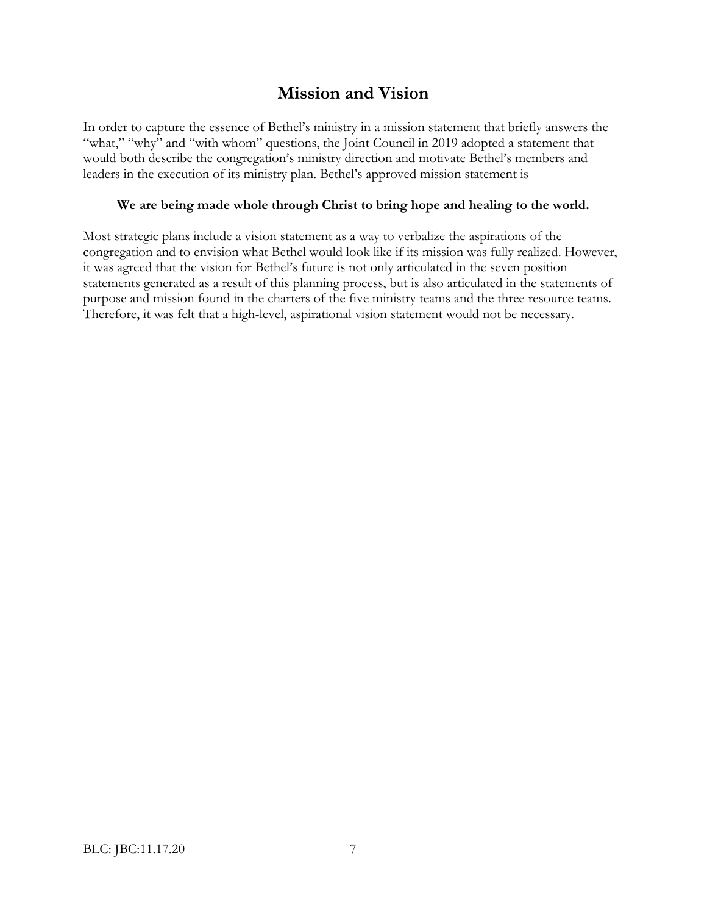# Mission and Vision

In order to capture the essence of Bethel's ministry in a mission statement that briefly answers the "what," "why" and "with whom" questions, the Joint Council in 2019 adopted a statement that would both describe the congregation's ministry direction and motivate Bethel's members and leaders in the execution of its ministry plan. Bethel's approved mission statement is

**We are being made whole through Christ to bring hope and healing to the world.**

Most strategic plans include a vision statement as a way to verbalize the aspirations of the congregation and to envision what Bethel would look like if its mission was fully realized. However, it was agreed that the vision for Bethel's future is not only articulated in the seven position statements generated as a result of this planning process, but is also articulated in the statements of purpose and mission found in the charters of the five ministry teams and the three resource teams. Therefore, it was felt that a high-level, aspirational vision statement would not be necessary.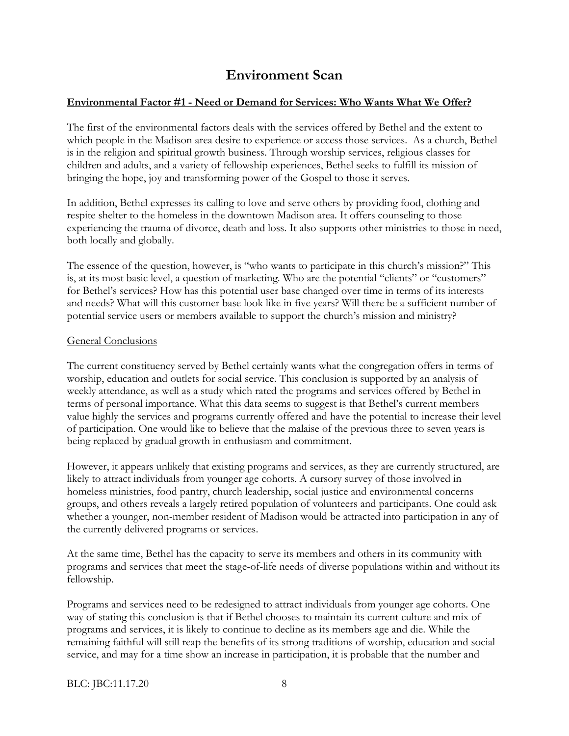# Environment Scan

**Environmental Factor #1 - Need or Demand for Services: Who Wants What We Offer?**

The first of the environmental factors deals with the services offered by Bethel and the extent to which people in the Madison area desire to experience or access those services. As a church, Bethel is in the religion and spiritual growth business. Through worship services, religious classes for children and adults, and a variety of fellowship experiences, Bethel seeks to fulfill its mission of bringing the hope, joy and transforming power of the Gospel to those it serves.

In addition, Bethel expresses its calling to love and serve others by providing food, clothing and respite shelter to the homeless in the downtown Madison area. It offers counseling to those experiencing the trauma of divorce, death and loss. It also supports other ministries to those in need, both locally and globally.

The essence of the question, however, is "who wants to participate in this church's mission?" This is, at its most basic level, a question of marketing. Who are the potential "clients" or "customers" for Bethel's services? How has this potential user base changed over time in terms of its interests and needs? What will this customer base look like in five years? Will there be a sufficient number of potential service users or members available to support the church's mission and ministry?

General Conclusions

The current constituency served by Bethel certainly wants what the congregation offers in terms of worship, education and outlets for social service. This conclusion is supported by an analysis of weekly attendance, as well as a study which rated the programs and services offered by Bethel in terms of personal importance. What this data seems to suggest is that Bethel's current members value highly the services and programs currently offered and have the potential to increase their level of participation. One would like to believe that the malaise of the previous three to seven years is being replaced by gradual growth in enthusiasm and commitment.

However, it appears unlikely that existing programs and services, as they are currently structured, are likely to attract individuals from younger age cohorts. A cursory survey of those involved in homeless ministries, food pantry, church leadership, social justice and environmental concerns groups, and others reveals a largely retired population of volunteers and participants. One could ask whether a younger, non-member resident of Madison would be attracted into participation in any of the currently delivered programs or services.

At the same time, Bethel has the capacity to serve its members and others in its community with programs and services that meet the stage-of-life needs of diverse populations within and without its fellowship.

Programs and services need to be redesigned to attract individuals from younger age cohorts. One way of stating this conclusion is that if Bethel chooses to maintain its current culture and mix of programs and services, it is likely to continue to decline as its members age and die. While the remaining faithful will still reap the benefits of its strong traditions of worship, education and social service, and may for a time show an increase in participation, it is probable that the number and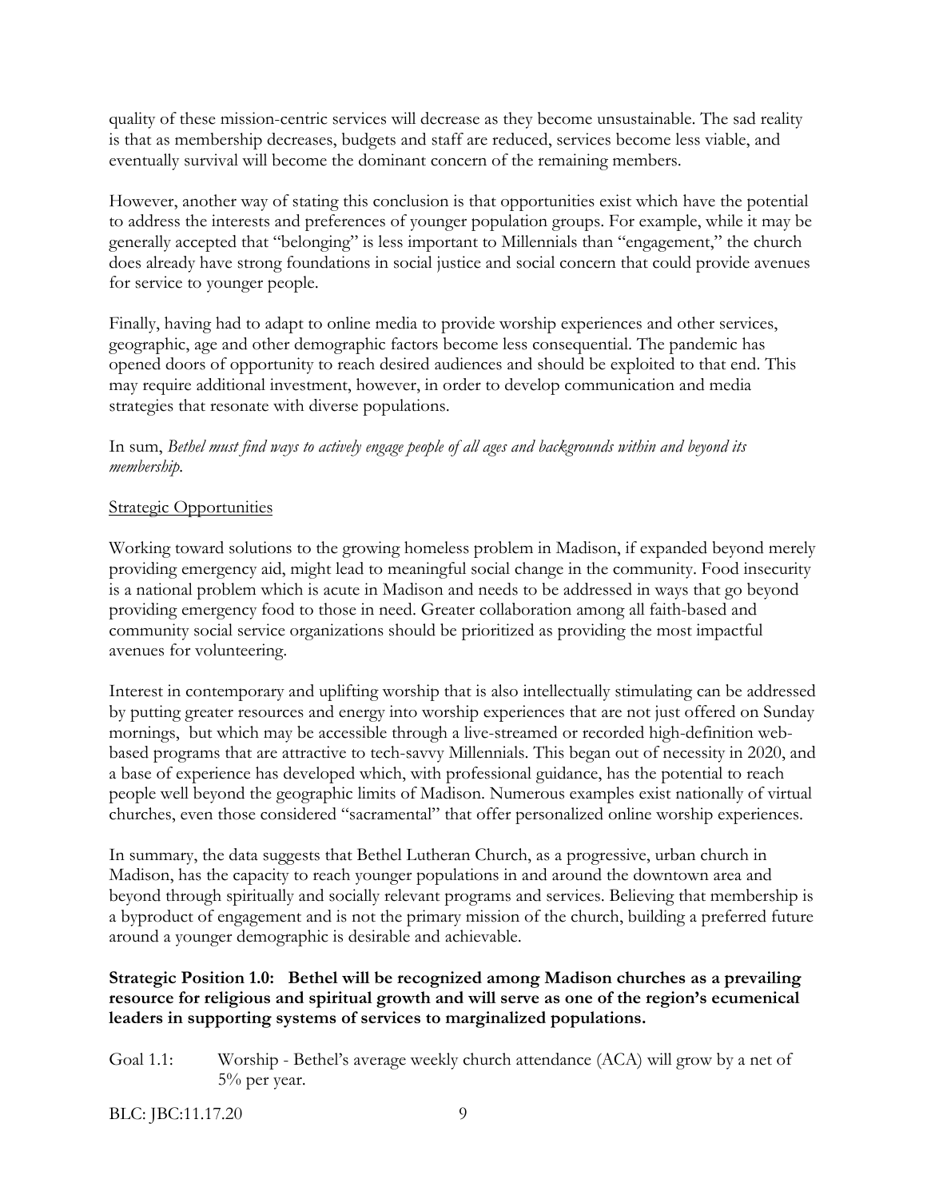quality of these mission-centric services will decrease as they become unsustainable. The sad reality is that as membership decreases, budgets and staff are reduced, services become less viable, and eventually survival will become the dominant concern of the remaining members.

However, another way of stating this conclusion is that opportunities exist which have the potential to address the interests and preferences of younger population groups. For example, while it may be generally accepted that "belonging" is less important to Millennials than "engagement," the church does already have strong foundations in social justice and social concern that could provide avenues for service to younger people.

Finally, having had to adapt to online media to provide worship experiences and other services, geographic, age and other demographic factors become less consequential. The pandemic has opened doors of opportunity to reach desired audiences and should be exploited to that end. This may require additional investment, however, in order to develop communication and media strategies that resonate with diverse populations.

In sum, *Bethel must find ways to actively engage people of all ages and backgrounds within and beyond its membership.*

Strategic Opportunities

Working toward solutions to the growing homeless problem in Madison, if expanded beyond merely providing emergency aid, might lead to meaningful social change in the community. Food insecurity is a national problem which is acute in Madison and needs to be addressed in ways that go beyond providing emergency food to those in need. Greater collaboration among all faith-based and community social service organizations should be prioritized as providing the most impactful avenues for volunteering.

Interest in contemporary and uplifting worship that is also intellectually stimulating can be addressed by putting greater resources and energy into worship experiences that are not just offered on Sunday mornings, but which may be accessible through a live-streamed or recorded high-definition web-based programs that are attractive to tech-savvy Millennials. This began out of necessity in 2020, and a base of experience has developed which, with professional guidance, has the potential to reach people well beyond the geographic limits of Madison. Numerous examples exist nationally of virtual churches, even those considered "sacramental" that offer personalized online worship experiences.

In summary, the data suggests that Bethel Lutheran Church, as a progressive, urban church in Madison, has the capacity to reach younger populations in and around the downtown area and beyond through spiritually and socially relevant programs and services. Believing that membership is a byproduct of engagement and is not the primary mission of the church, building a preferred future around a younger demographic is desirable and achievable.

**Strategic Position 1.0: Bethel will be recognized among Madison churches as a prevailing resource for religious and spiritual growth and will serve as one of the region's ecumenical leaders in supporting systems of services to marginalized populations.**

Goal 1.1: Worship - Bethel's average weekly church attendance (ACA) will grow by a net of 5% per year.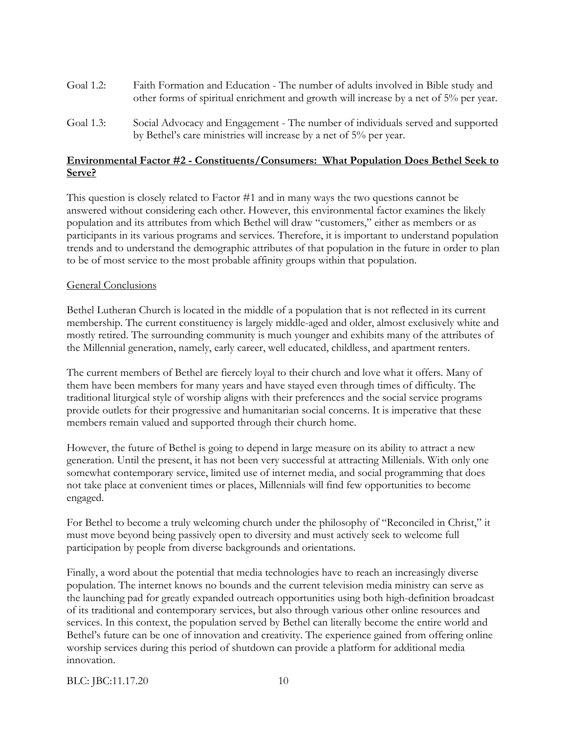Goal 1.2: Faith Formation and Education - The number of adults involved in Bible study and other forms of spiritual enrichment and growth will increase by a net of 5% per year.

Goal 1.3: Social Advocacy and Engagement - The number of individuals served and supported by Bethel's care ministries will increase by a net of 5% per year.

## **Environmental Factor #2 - Constituents/Consumers: What Population Does Bethel Seek to Serve?**

This question is closely related to Factor #1 and in many ways the two questions cannot be answered without considering each other. However, this environmental factor examines the likely population and its attributes from which Bethel will draw "customers," either as members or as participants in its various programs and services. Therefore, it is important to understand population trends and to understand the demographic attributes of that population in the future in order to plan to be of most service to the most probable affinity groups within that population.

### General Conclusions

Bethel Lutheran Church is located in the middle of a population that is not reflected in its current membership. The current constituency is largely middle-aged and older, almost exclusively white and mostly retired. The surrounding community is much younger and exhibits many of the attributes of the Millennial generation, namely, early career, well educated, childless, and apartment renters.

The current members of Bethel are fiercely loyal to their church and love what it offers. Many of them have been members for many years and have stayed even through times of difficulty. The traditional liturgical style of worship aligns with their preferences and the social service programs provide outlets for their progressive and humanitarian social concerns. It is imperative that these members remain valued and supported through their church home.

However, the future of Bethel is going to depend in large measure on its ability to attract a new generation. Until the present, it has not been very successful at attracting Millenials. With only one somewhat contemporary service, limited use of internet media, and social programming that does not take place at convenient times or places, Millennials will find few opportunities to become engaged.

For Bethel to become a truly welcoming church under the philosophy of "Reconciled in Christ," it must move beyond being passively open to diversity and must actively seek to welcome full participation by people from diverse backgrounds and orientations.

Finally, a word about the potential that media technologies have to reach an increasingly diverse population. The internet knows no bounds and the current television media ministry can serve as the launching pad for greatly expanded outreach opportunities using both high-definition broadcast of its traditional and contemporary services, but also through various other online resources and services. In this context, the population served by Bethel can literally become the entire world and Bethel's future can be one of innovation and creativity. The experience gained from offering online worship services during this period of shutdown can provide a platform for additional media innovation.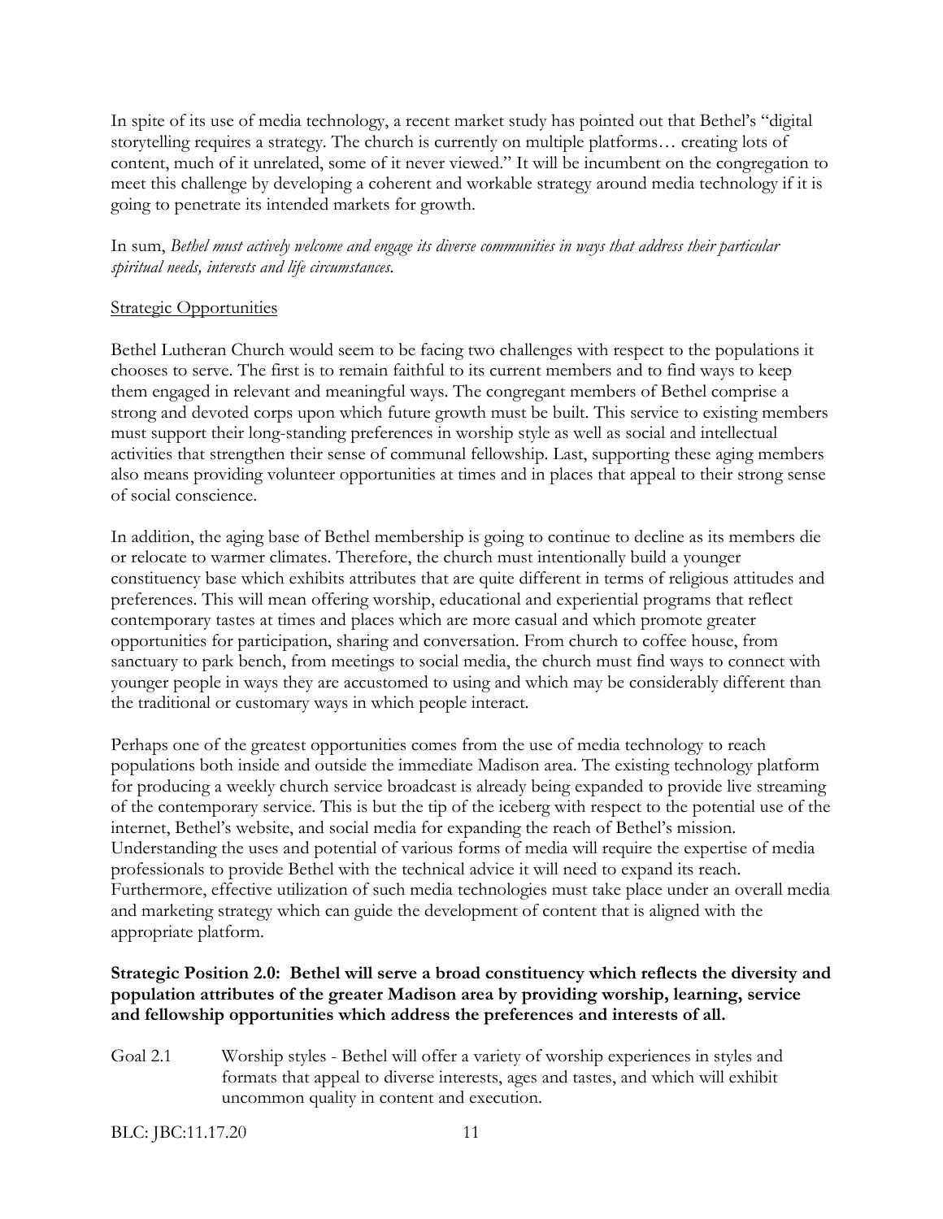In spite of its use of media technology, a recent market study has pointed out that Bethel's "digital storytelling requires a strategy. The church is currently on multiple platforms… creating lots of content, much of it unrelated, some of it never viewed." It will be incumbent on the congregation to meet this challenge by developing a coherent and workable strategy around media technology if it is going to penetrate its intended markets for growth.

In sum, *Bethel must actively welcome and engage its diverse communities in ways that address their particular spiritual needs, interests and life circumstances.*

Strategic Opportunities

Bethel Lutheran Church would seem to be facing two challenges with respect to the populations it chooses to serve. The first is to remain faithful to its current members and to find ways to keep them engaged in relevant and meaningful ways. The congregant members of Bethel comprise a strong and devoted corps upon which future growth must be built. This service to existing members must support their long-standing preferences in worship style as well as social and intellectual activities that strengthen their sense of communal fellowship. Last, supporting these aging members also means providing volunteer opportunities at times and in places that appeal to their strong sense of social conscience.

In addition, the aging base of Bethel membership is going to continue to decline as its members die or relocate to warmer climates. Therefore, the church must intentionally build a younger constituency base which exhibits attributes that are quite different in terms of religious attitudes and preferences. This will mean offering worship, educational and experiential programs that reflect contemporary tastes at times and places which are more casual and which promote greater opportunities for participation, sharing and conversation. From church to coffee house, from sanctuary to park bench, from meetings to social media, the church must find ways to connect with younger people in ways they are accustomed to using and which may be considerably different than the traditional or customary ways in which people interact.

Perhaps one of the greatest opportunities comes from the use of media technology to reach populations both inside and outside the immediate Madison area. The existing technology platform for producing a weekly church service broadcast is already being expanded to provide live streaming of the contemporary service. This is but the tip of the iceberg with respect to the potential use of the internet, Bethel's website, and social media for expanding the reach of Bethel's mission. Understanding the uses and potential of various forms of media will require the expertise of media professionals to provide Bethel with the technical advice it will need to expand its reach. Furthermore, effective utilization of such media technologies must take place under an overall media and marketing strategy which can guide the development of content that is aligned with the appropriate platform.

**Strategic Position 2.0: Bethel will serve a broad constituency which reflects the diversity and population attributes of the greater Madison area by providing worship, learning, service and fellowship opportunities which address the preferences and interests of all.**

Goal 2.1 Worship styles - Bethel will offer a variety of worship experiences in styles and formats that appeal to diverse interests, ages and tastes, and which will exhibit uncommon quality in content and execution.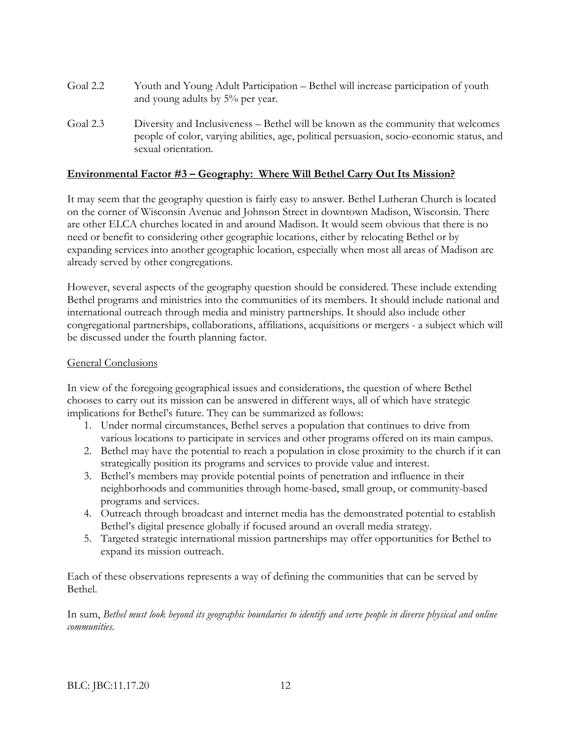Goal 2.2 Youth and Young Adult Participation – Bethel will increase participation of youth and young adults by 5% per year.

Goal 2.3 Diversity and Inclusiveness – Bethel will be known as the community that welcomes people of color, varying abilities, age, political persuasion, socio-economic status, and sexual orientation.

## **Environmental Factor #3 – Geography: Where Will Bethel Carry Out Its Mission?**

It may seem that the geography question is fairly easy to answer. Bethel Lutheran Church is located on the corner of Wisconsin Avenue and Johnson Street in downtown Madison, Wisconsin. There are other ELCA churches located in and around Madison. It would seem obvious that there is no need or benefit to considering other geographic locations, either by relocating Bethel or by expanding services into another geographic location, especially when most all areas of Madison are already served by other congregations.

However, several aspects of the geography question should be considered. These include extending Bethel programs and ministries into the communities of its members. It should include national and international outreach through media and ministry partnerships. It should also include other congregational partnerships, collaborations, affiliations, acquisitions or mergers - a subject which will be discussed under the fourth planning factor.

### General Conclusions

In view of the foregoing geographical issues and considerations, the question of where Bethel chooses to carry out its mission can be answered in different ways, all of which have strategic implications for Bethel's future. They can be summarized as follows:

1. Under normal circumstances, Bethel serves a population that continues to drive from various locations to participate in services and other programs offered on its main campus.
2. Bethel may have the potential to reach a population in close proximity to the church if it can strategically position its programs and services to provide value and interest.
3. Bethel's members may provide potential points of penetration and influence in their neighborhoods and communities through home-based, small group, or community-based programs and services.
4. Outreach through broadcast and internet media has the demonstrated potential to establish Bethel's digital presence globally if focused around an overall media strategy.
5. Targeted strategic international mission partnerships may offer opportunities for Bethel to expand its mission outreach.

Each of these observations represents a way of defining the communities that can be served by Bethel.

In sum, *Bethel must look beyond its geographic boundaries to identify and serve people in diverse physical and online communities.*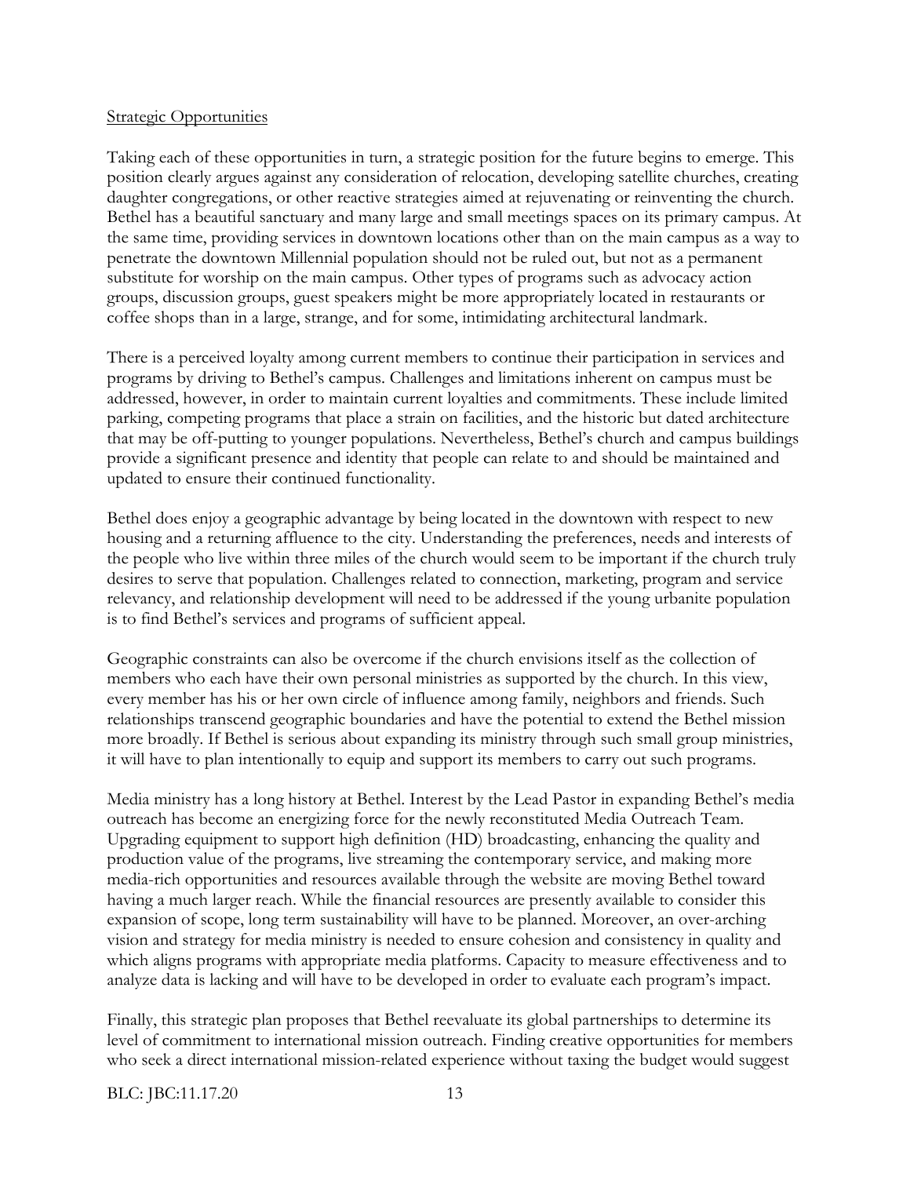Strategic Opportunities

Taking each of these opportunities in turn, a strategic position for the future begins to emerge. This position clearly argues against any consideration of relocation, developing satellite churches, creating daughter congregations, or other reactive strategies aimed at rejuvenating or reinventing the church. Bethel has a beautiful sanctuary and many large and small meetings spaces on its primary campus. At the same time, providing services in downtown locations other than on the main campus as a way to penetrate the downtown Millennial population should not be ruled out, but not as a permanent substitute for worship on the main campus. Other types of programs such as advocacy action groups, discussion groups, guest speakers might be more appropriately located in restaurants or coffee shops than in a large, strange, and for some, intimidating architectural landmark.

There is a perceived loyalty among current members to continue their participation in services and programs by driving to Bethel's campus. Challenges and limitations inherent on campus must be addressed, however, in order to maintain current loyalties and commitments. These include limited parking, competing programs that place a strain on facilities, and the historic but dated architecture that may be off-putting to younger populations. Nevertheless, Bethel's church and campus buildings provide a significant presence and identity that people can relate to and should be maintained and updated to ensure their continued functionality.

Bethel does enjoy a geographic advantage by being located in the downtown with respect to new housing and a returning affluence to the city. Understanding the preferences, needs and interests of the people who live within three miles of the church would seem to be important if the church truly desires to serve that population. Challenges related to connection, marketing, program and service relevancy, and relationship development will need to be addressed if the young urbanite population is to find Bethel's services and programs of sufficient appeal.

Geographic constraints can also be overcome if the church envisions itself as the collection of members who each have their own personal ministries as supported by the church. In this view, every member has his or her own circle of influence among family, neighbors and friends. Such relationships transcend geographic boundaries and have the potential to extend the Bethel mission more broadly. If Bethel is serious about expanding its ministry through such small group ministries, it will have to plan intentionally to equip and support its members to carry out such programs.

Media ministry has a long history at Bethel. Interest by the Lead Pastor in expanding Bethel's media outreach has become an energizing force for the newly reconstituted Media Outreach Team. Upgrading equipment to support high definition (HD) broadcasting, enhancing the quality and production value of the programs, live streaming the contemporary service, and making more media-rich opportunities and resources available through the website are moving Bethel toward having a much larger reach. While the financial resources are presently available to consider this expansion of scope, long term sustainability will have to be planned. Moreover, an over-arching vision and strategy for media ministry is needed to ensure cohesion and consistency in quality and which aligns programs with appropriate media platforms. Capacity to measure effectiveness and to analyze data is lacking and will have to be developed in order to evaluate each program's impact.

Finally, this strategic plan proposes that Bethel reevaluate its global partnerships to determine its level of commitment to international mission outreach. Finding creative opportunities for members who seek a direct international mission-related experience without taxing the budget would suggest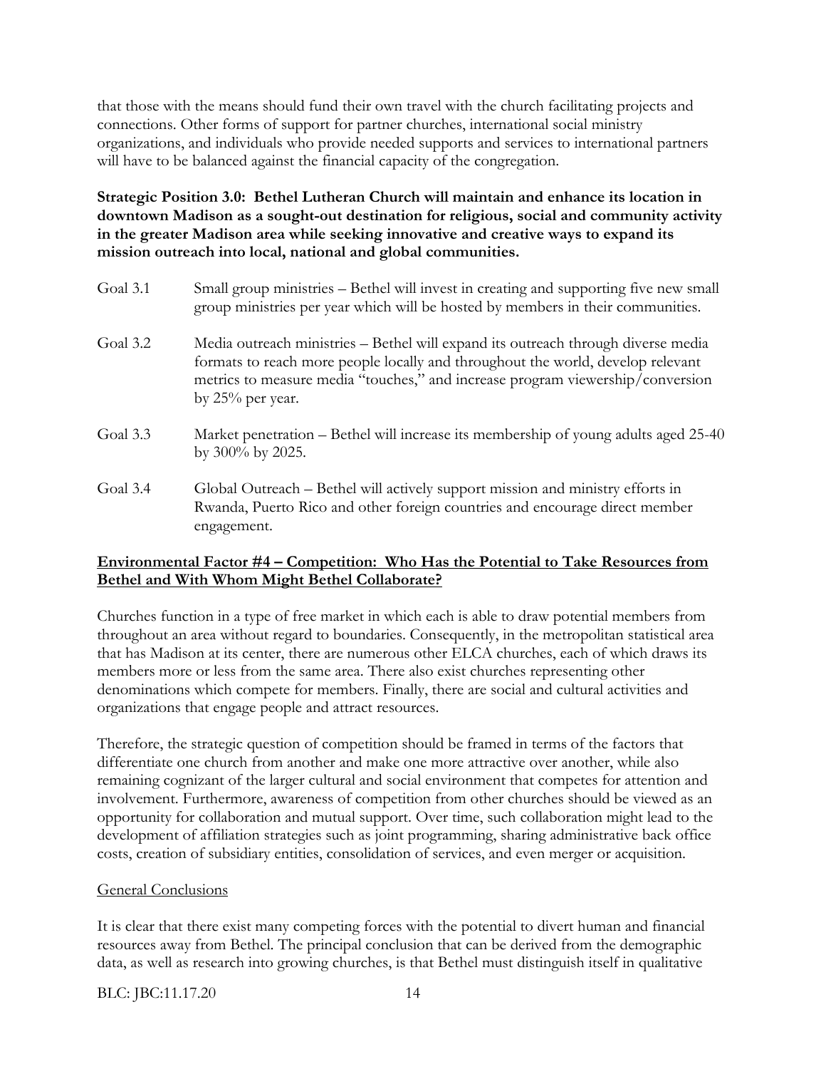that those with the means should fund their own travel with the church facilitating projects and connections. Other forms of support for partner churches, international social ministry organizations, and individuals who provide needed supports and services to international partners will have to be balanced against the financial capacity of the congregation.

**Strategic Position 3.0: Bethel Lutheran Church will maintain and enhance its location in downtown Madison as a sought-out destination for religious, social and community activity in the greater Madison area while seeking innovative and creative ways to expand its mission outreach into local, national and global communities.**

Goal 3.1 Small group ministries – Bethel will invest in creating and supporting five new small group ministries per year which will be hosted by members in their communities.

Goal 3.2 Media outreach ministries – Bethel will expand its outreach through diverse media formats to reach more people locally and throughout the world, develop relevant metrics to measure media "touches," and increase program viewership/conversion by 25% per year.

Goal 3.3 Market penetration – Bethel will increase its membership of young adults aged 25-40 by 300% by 2025.

Goal 3.4 Global Outreach – Bethel will actively support mission and ministry efforts in Rwanda, Puerto Rico and other foreign countries and encourage direct member engagement.

## Environmental Factor #4 – Competition: Who Has the Potential to Take Resources from Bethel and With Whom Might Bethel Collaborate?

Churches function in a type of free market in which each is able to draw potential members from throughout an area without regard to boundaries. Consequently, in the metropolitan statistical area that has Madison at its center, there are numerous other ELCA churches, each of which draws its members more or less from the same area. There also exist churches representing other denominations which compete for members. Finally, there are social and cultural activities and organizations that engage people and attract resources.

Therefore, the strategic question of competition should be framed in terms of the factors that differentiate one church from another and make one more attractive over another, while also remaining cognizant of the larger cultural and social environment that competes for attention and involvement. Furthermore, awareness of competition from other churches should be viewed as an opportunity for collaboration and mutual support. Over time, such collaboration might lead to the development of affiliation strategies such as joint programming, sharing administrative back office costs, creation of subsidiary entities, consolidation of services, and even merger or acquisition.

### General Conclusions

It is clear that there exist many competing forces with the potential to divert human and financial resources away from Bethel. The principal conclusion that can be derived from the demographic data, as well as research into growing churches, is that Bethel must distinguish itself in qualitative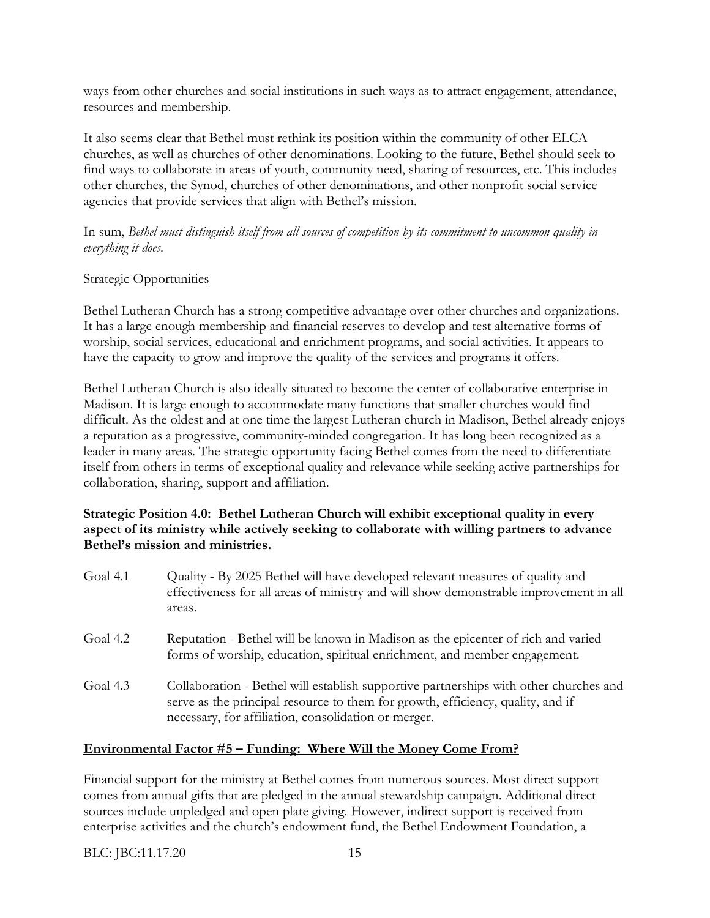ways from other churches and social institutions in such ways as to attract engagement, attendance, resources and membership.

It also seems clear that Bethel must rethink its position within the community of other ELCA churches, as well as churches of other denominations. Looking to the future, Bethel should seek to find ways to collaborate in areas of youth, community need, sharing of resources, etc. This includes other churches, the Synod, churches of other denominations, and other nonprofit social service agencies that provide services that align with Bethel's mission.

In sum, *Bethel must distinguish itself from all sources of competition by its commitment to uncommon quality in everything it does*.

Strategic Opportunities

Bethel Lutheran Church has a strong competitive advantage over other churches and organizations. It has a large enough membership and financial reserves to develop and test alternative forms of worship, social services, educational and enrichment programs, and social activities. It appears to have the capacity to grow and improve the quality of the services and programs it offers.

Bethel Lutheran Church is also ideally situated to become the center of collaborative enterprise in Madison. It is large enough to accommodate many functions that smaller churches would find difficult. As the oldest and at one time the largest Lutheran church in Madison, Bethel already enjoys a reputation as a progressive, community-minded congregation. It has long been recognized as a leader in many areas. The strategic opportunity facing Bethel comes from the need to differentiate itself from others in terms of exceptional quality and relevance while seeking active partnerships for collaboration, sharing, support and affiliation.

**Strategic Position 4.0: Bethel Lutheran Church will exhibit exceptional quality in every aspect of its ministry while actively seeking to collaborate with willing partners to advance Bethel's mission and ministries.**

Goal 4.1 Quality - By 2025 Bethel will have developed relevant measures of quality and effectiveness for all areas of ministry and will show demonstrable improvement in all areas.

Goal 4.2 Reputation - Bethel will be known in Madison as the epicenter of rich and varied forms of worship, education, spiritual enrichment, and member engagement.

Goal 4.3 Collaboration - Bethel will establish supportive partnerships with other churches and serve as the principal resource to them for growth, efficiency, quality, and if necessary, for affiliation, consolidation or merger.

## Environmental Factor #5 – Funding: Where Will the Money Come From?

Financial support for the ministry at Bethel comes from numerous sources. Most direct support comes from annual gifts that are pledged in the annual stewardship campaign. Additional direct sources include unpledged and open plate giving. However, indirect support is received from enterprise activities and the church's endowment fund, the Bethel Endowment Foundation, a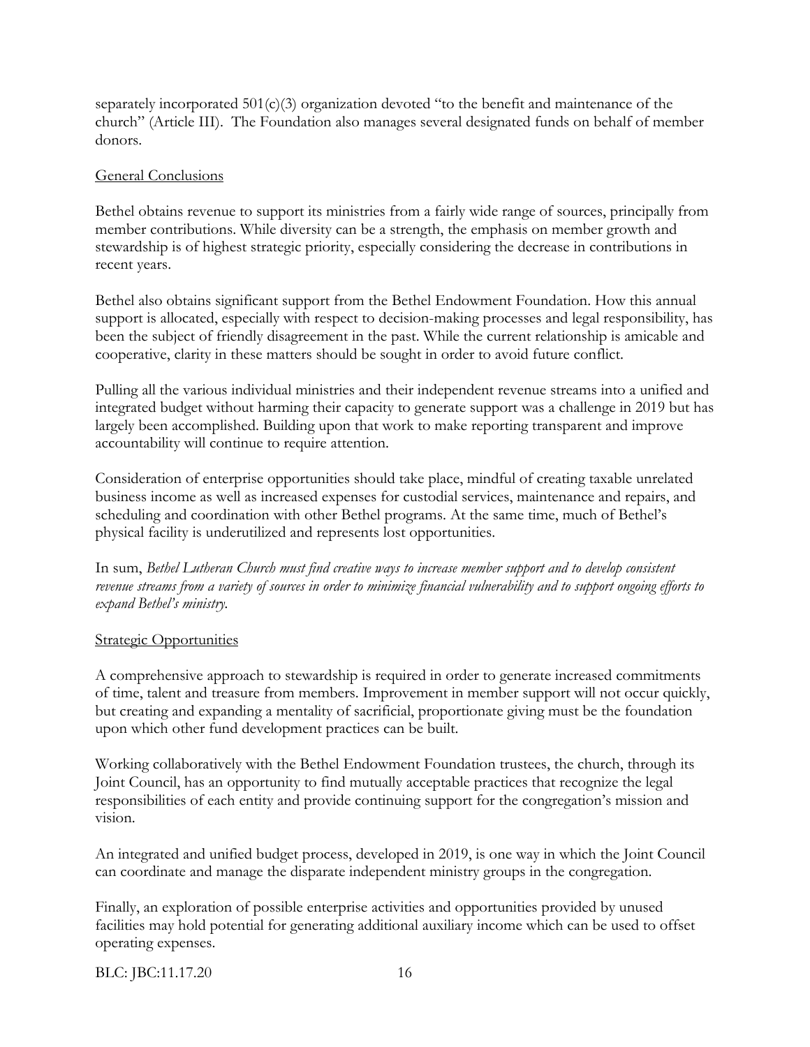separately incorporated 501(c)(3) organization devoted "to the benefit and maintenance of the church" (Article III). The Foundation also manages several designated funds on behalf of member donors.

## General Conclusions

Bethel obtains revenue to support its ministries from a fairly wide range of sources, principally from member contributions. While diversity can be a strength, the emphasis on member growth and stewardship is of highest strategic priority, especially considering the decrease in contributions in recent years.

Bethel also obtains significant support from the Bethel Endowment Foundation. How this annual support is allocated, especially with respect to decision-making processes and legal responsibility, has been the subject of friendly disagreement in the past. While the current relationship is amicable and cooperative, clarity in these matters should be sought in order to avoid future conflict.

Pulling all the various individual ministries and their independent revenue streams into a unified and integrated budget without harming their capacity to generate support was a challenge in 2019 but has largely been accomplished. Building upon that work to make reporting transparent and improve accountability will continue to require attention.

Consideration of enterprise opportunities should take place, mindful of creating taxable unrelated business income as well as increased expenses for custodial services, maintenance and repairs, and scheduling and coordination with other Bethel programs. At the same time, much of Bethel's physical facility is underutilized and represents lost opportunities.

In sum, *Bethel Lutheran Church must find creative ways to increase member support and to develop consistent revenue streams from a variety of sources in order to minimize financial vulnerability and to support ongoing efforts to expand Bethel's ministry.*

## Strategic Opportunities

A comprehensive approach to stewardship is required in order to generate increased commitments of time, talent and treasure from members. Improvement in member support will not occur quickly, but creating and expanding a mentality of sacrificial, proportionate giving must be the foundation upon which other fund development practices can be built.

Working collaboratively with the Bethel Endowment Foundation trustees, the church, through its Joint Council, has an opportunity to find mutually acceptable practices that recognize the legal responsibilities of each entity and provide continuing support for the congregation's mission and vision.

An integrated and unified budget process, developed in 2019, is one way in which the Joint Council can coordinate and manage the disparate independent ministry groups in the congregation.

Finally, an exploration of possible enterprise activities and opportunities provided by unused facilities may hold potential for generating additional auxiliary income which can be used to offset operating expenses.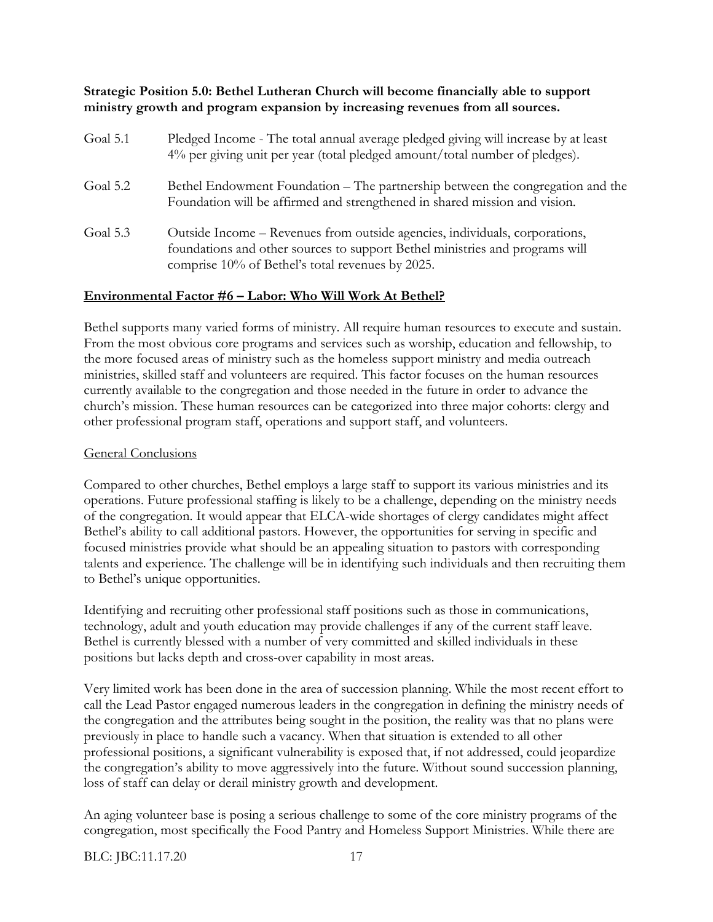**Strategic Position 5.0: Bethel Lutheran Church will become financially able to support ministry growth and program expansion by increasing revenues from all sources.**

Goal 5.1 Pledged Income - The total annual average pledged giving will increase by at least 4% per giving unit per year (total pledged amount/total number of pledges).

Goal 5.2 Bethel Endowment Foundation – The partnership between the congregation and the Foundation will be affirmed and strengthened in shared mission and vision.

Goal 5.3 Outside Income – Revenues from outside agencies, individuals, corporations, foundations and other sources to support Bethel ministries and programs will comprise 10% of Bethel's total revenues by 2025.

## Environmental Factor #6 – Labor: Who Will Work At Bethel?

Bethel supports many varied forms of ministry. All require human resources to execute and sustain. From the most obvious core programs and services such as worship, education and fellowship, to the more focused areas of ministry such as the homeless support ministry and media outreach ministries, skilled staff and volunteers are required. This factor focuses on the human resources currently available to the congregation and those needed in the future in order to advance the church's mission. These human resources can be categorized into three major cohorts: clergy and other professional program staff, operations and support staff, and volunteers.

### General Conclusions

Compared to other churches, Bethel employs a large staff to support its various ministries and its operations. Future professional staffing is likely to be a challenge, depending on the ministry needs of the congregation. It would appear that ELCA-wide shortages of clergy candidates might affect Bethel's ability to call additional pastors. However, the opportunities for serving in specific and focused ministries provide what should be an appealing situation to pastors with corresponding talents and experience. The challenge will be in identifying such individuals and then recruiting them to Bethel's unique opportunities.

Identifying and recruiting other professional staff positions such as those in communications, technology, adult and youth education may provide challenges if any of the current staff leave. Bethel is currently blessed with a number of very committed and skilled individuals in these positions but lacks depth and cross-over capability in most areas.

Very limited work has been done in the area of succession planning. While the most recent effort to call the Lead Pastor engaged numerous leaders in the congregation in defining the ministry needs of the congregation and the attributes being sought in the position, the reality was that no plans were previously in place to handle such a vacancy. When that situation is extended to all other professional positions, a significant vulnerability is exposed that, if not addressed, could jeopardize the congregation's ability to move aggressively into the future. Without sound succession planning, loss of staff can delay or derail ministry growth and development.

An aging volunteer base is posing a serious challenge to some of the core ministry programs of the congregation, most specifically the Food Pantry and Homeless Support Ministries. While there are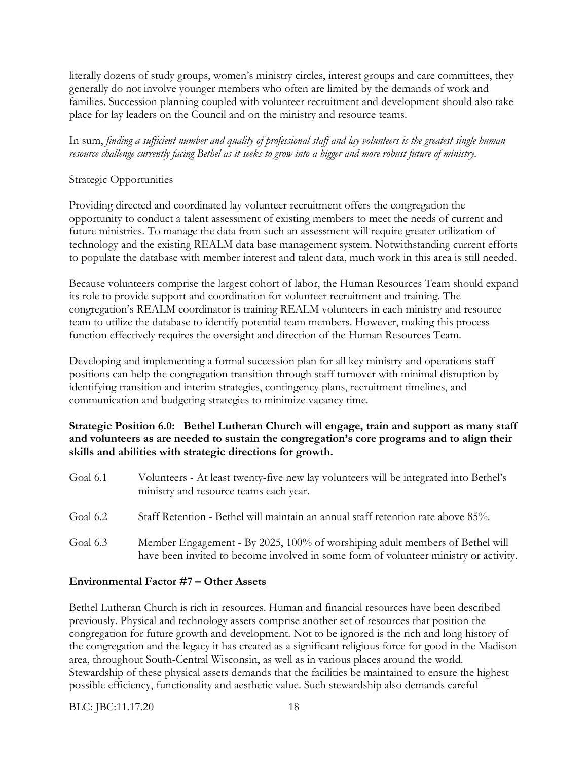literally dozens of study groups, women's ministry circles, interest groups and care committees, they generally do not involve younger members who often are limited by the demands of work and families. Succession planning coupled with volunteer recruitment and development should also take place for lay leaders on the Council and on the ministry and resource teams.

In sum, *finding a sufficient number and quality of professional staff and lay volunteers is the greatest single human resource challenge currently facing Bethel as it seeks to grow into a bigger and more robust future of ministry.*

<u>Strategic Opportunities</u>

Providing directed and coordinated lay volunteer recruitment offers the congregation the opportunity to conduct a talent assessment of existing members to meet the needs of current and future ministries. To manage the data from such an assessment will require greater utilization of technology and the existing REALM data base management system. Notwithstanding current efforts to populate the database with member interest and talent data, much work in this area is still needed.

Because volunteers comprise the largest cohort of labor, the Human Resources Team should expand its role to provide support and coordination for volunteer recruitment and training. The congregation's REALM coordinator is training REALM volunteers in each ministry and resource team to utilize the database to identify potential team members. However, making this process function effectively requires the oversight and direction of the Human Resources Team.

Developing and implementing a formal succession plan for all key ministry and operations staff positions can help the congregation transition through staff turnover with minimal disruption by identifying transition and interim strategies, contingency plans, recruitment timelines, and communication and budgeting strategies to minimize vacancy time.

**Strategic Position 6.0: Bethel Lutheran Church will engage, train and support as many staff and volunteers as are needed to sustain the congregation's core programs and to align their skills and abilities with strategic directions for growth.**

Goal 6.1 Volunteers - At least twenty-five new lay volunteers will be integrated into Bethel's ministry and resource teams each year.

Goal 6.2 Staff Retention - Bethel will maintain an annual staff retention rate above 85%.

Goal 6.3 Member Engagement - By 2025, 100% of worshiping adult members of Bethel will have been invited to become involved in some form of volunteer ministry or activity.

**<u>Environmental Factor #7 – Other Assets</u>**

Bethel Lutheran Church is rich in resources. Human and financial resources have been described previously. Physical and technology assets comprise another set of resources that position the congregation for future growth and development. Not to be ignored is the rich and long history of the congregation and the legacy it has created as a significant religious force for good in the Madison area, throughout South-Central Wisconsin, as well as in various places around the world. Stewardship of these physical assets demands that the facilities be maintained to ensure the highest possible efficiency, functionality and aesthetic value. Such stewardship also demands careful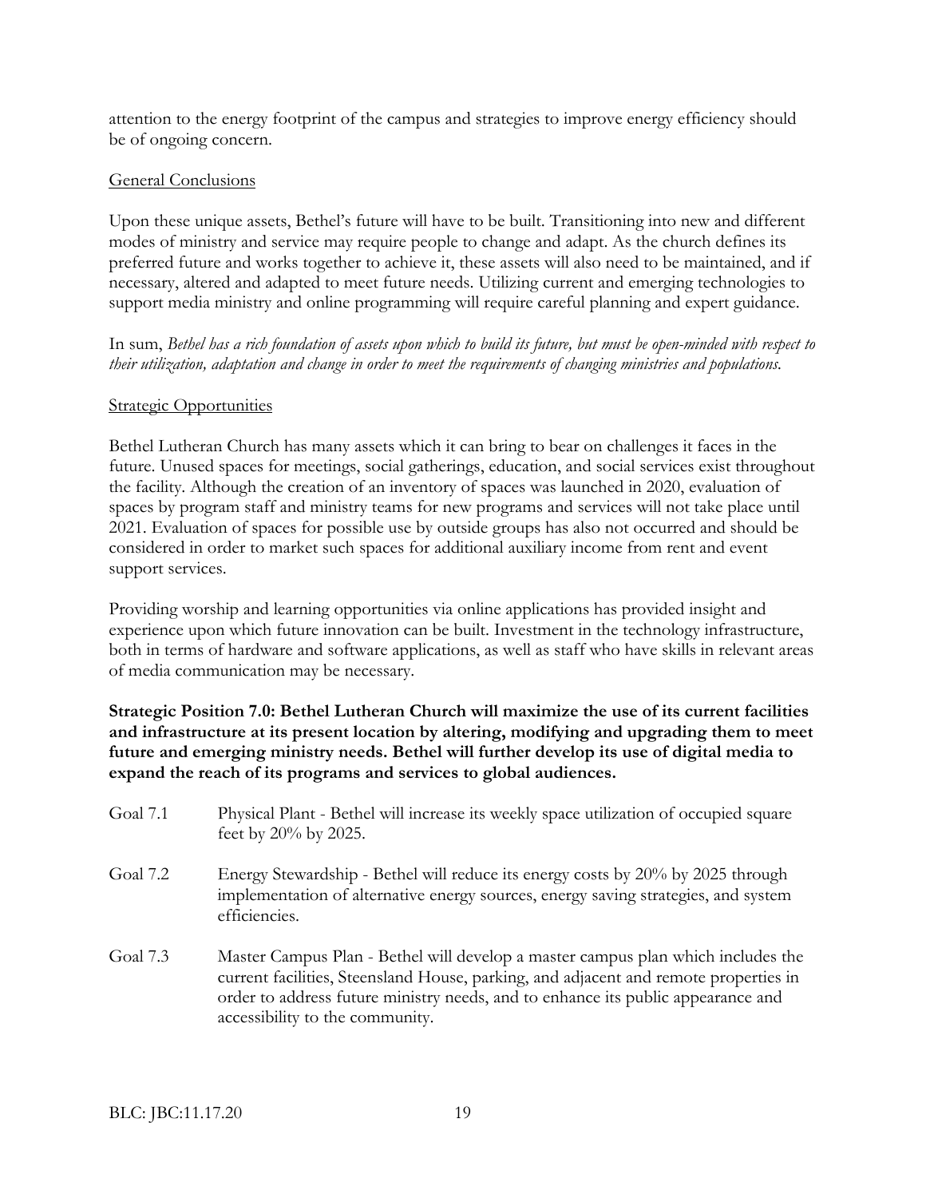attention to the energy footprint of the campus and strategies to improve energy efficiency should be of ongoing concern.

General Conclusions

Upon these unique assets, Bethel's future will have to be built. Transitioning into new and different modes of ministry and service may require people to change and adapt. As the church defines its preferred future and works together to achieve it, these assets will also need to be maintained, and if necessary, altered and adapted to meet future needs. Utilizing current and emerging technologies to support media ministry and online programming will require careful planning and expert guidance.

In sum, *Bethel has a rich foundation of assets upon which to build its future, but must be open-minded with respect to their utilization, adaptation and change in order to meet the requirements of changing ministries and populations.*

Strategic Opportunities

Bethel Lutheran Church has many assets which it can bring to bear on challenges it faces in the future. Unused spaces for meetings, social gatherings, education, and social services exist throughout the facility. Although the creation of an inventory of spaces was launched in 2020, evaluation of spaces by program staff and ministry teams for new programs and services will not take place until 2021. Evaluation of spaces for possible use by outside groups has also not occurred and should be considered in order to market such spaces for additional auxiliary income from rent and event support services.

Providing worship and learning opportunities via online applications has provided insight and experience upon which future innovation can be built. Investment in the technology infrastructure, both in terms of hardware and software applications, as well as staff who have skills in relevant areas of media communication may be necessary.

**Strategic Position 7.0: Bethel Lutheran Church will maximize the use of its current facilities and infrastructure at its present location by altering, modifying and upgrading them to meet future and emerging ministry needs. Bethel will further develop its use of digital media to expand the reach of its programs and services to global audiences.**

Goal 7.1 Physical Plant - Bethel will increase its weekly space utilization of occupied square feet by 20% by 2025.

Goal 7.2 Energy Stewardship - Bethel will reduce its energy costs by 20% by 2025 through implementation of alternative energy sources, energy saving strategies, and system efficiencies.

Goal 7.3 Master Campus Plan - Bethel will develop a master campus plan which includes the current facilities, Steensland House, parking, and adjacent and remote properties in order to address future ministry needs, and to enhance its public appearance and accessibility to the community.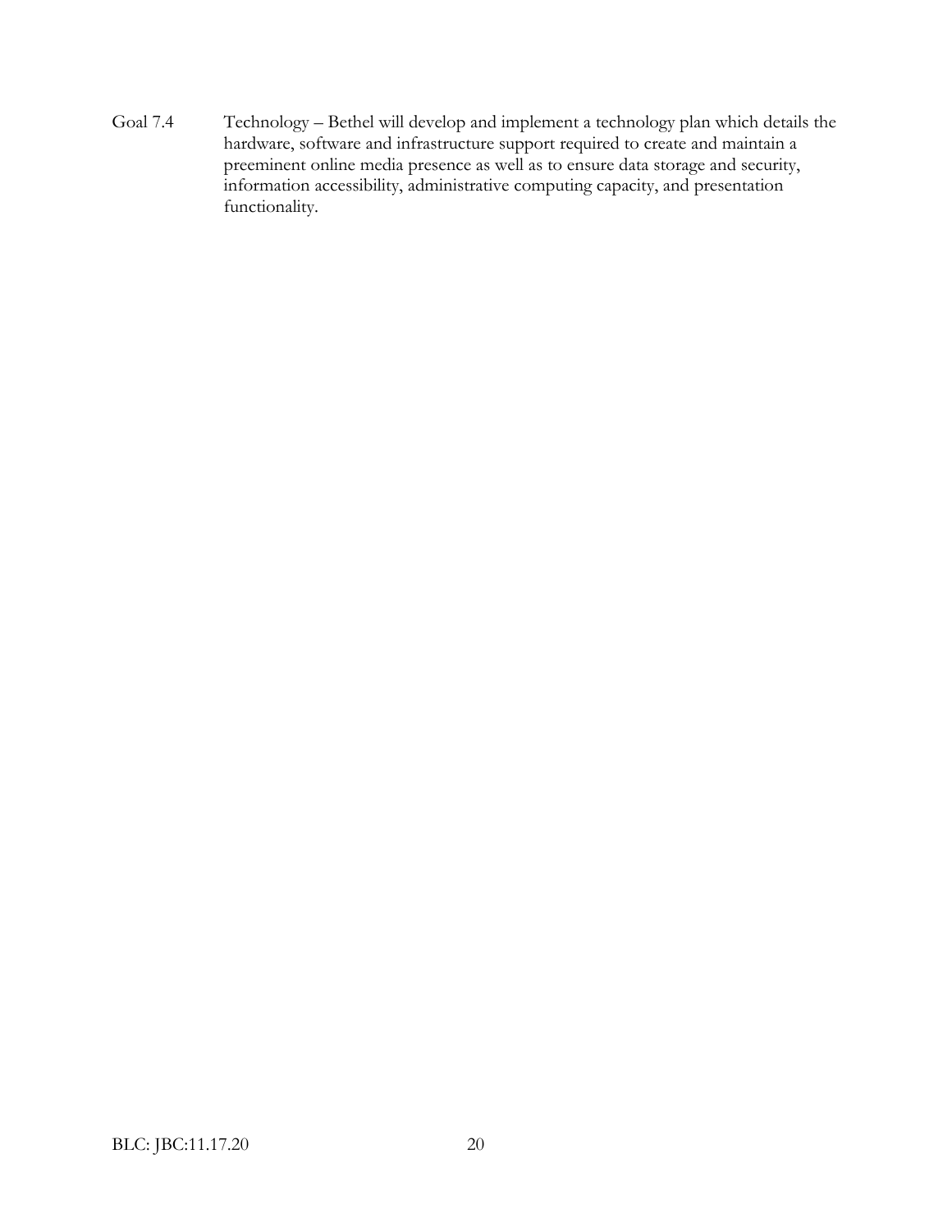Goal 7.4 Technology – Bethel will develop and implement a technology plan which details the hardware, software and infrastructure support required to create and maintain a preeminent online media presence as well as to ensure data storage and security, information accessibility, administrative computing capacity, and presentation functionality.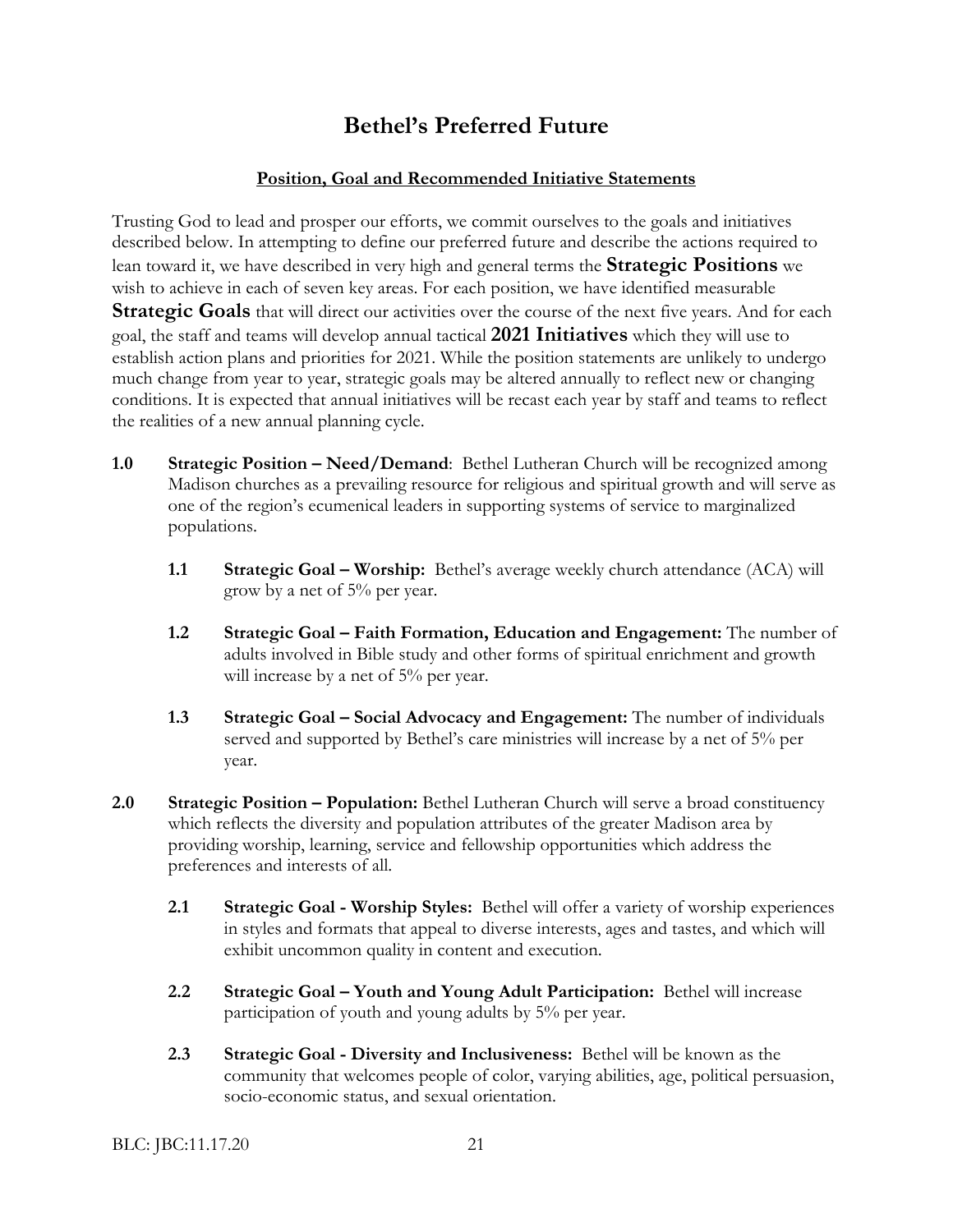# Bethel's Preferred Future

**Position, Goal and Recommended Initiative Statements**

Trusting God to lead and prosper our efforts, we commit ourselves to the goals and initiatives described below. In attempting to define our preferred future and describe the actions required to lean toward it, we have described in very high and general terms the **Strategic Positions** we wish to achieve in each of seven key areas. For each position, we have identified measurable **Strategic Goals** that will direct our activities over the course of the next five years. And for each goal, the staff and teams will develop annual tactical **2021 Initiatives** which they will use to establish action plans and priorities for 2021. While the position statements are unlikely to undergo much change from year to year, strategic goals may be altered annually to reflect new or changing conditions. It is expected that annual initiatives will be recast each year by staff and teams to reflect the realities of a new annual planning cycle.

**1.0 Strategic Position – Need/Demand**: Bethel Lutheran Church will be recognized among Madison churches as a prevailing resource for religious and spiritual growth and will serve as one of the region's ecumenical leaders in supporting systems of service to marginalized populations.

- **1.1 Strategic Goal – Worship:** Bethel's average weekly church attendance (ACA) will grow by a net of 5% per year.

- **1.2 Strategic Goal – Faith Formation, Education and Engagement:** The number of adults involved in Bible study and other forms of spiritual enrichment and growth will increase by a net of 5% per year.

- **1.3 Strategic Goal – Social Advocacy and Engagement:** The number of individuals served and supported by Bethel's care ministries will increase by a net of 5% per year.

**2.0 Strategic Position – Population:** Bethel Lutheran Church will serve a broad constituency which reflects the diversity and population attributes of the greater Madison area by providing worship, learning, service and fellowship opportunities which address the preferences and interests of all.

- **2.1 Strategic Goal - Worship Styles:** Bethel will offer a variety of worship experiences in styles and formats that appeal to diverse interests, ages and tastes, and which will exhibit uncommon quality in content and execution.

- **2.2 Strategic Goal – Youth and Young Adult Participation:** Bethel will increase participation of youth and young adults by 5% per year.

- **2.3 Strategic Goal - Diversity and Inclusiveness:** Bethel will be known as the community that welcomes people of color, varying abilities, age, political persuasion, socio-economic status, and sexual orientation.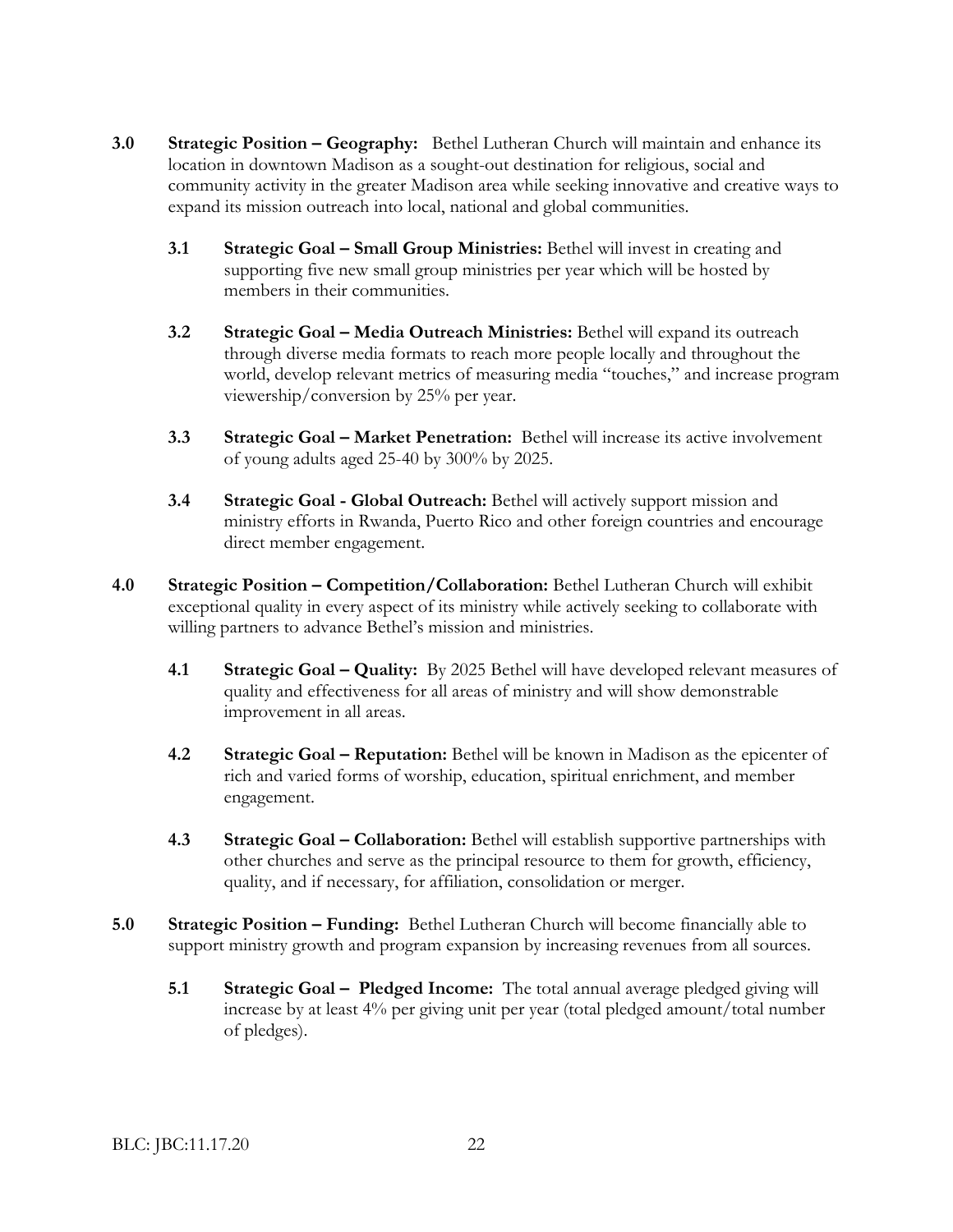**3.0 Strategic Position – Geography:** Bethel Lutheran Church will maintain and enhance its location in downtown Madison as a sought-out destination for religious, social and community activity in the greater Madison area while seeking innovative and creative ways to expand its mission outreach into local, national and global communities.

> **3.1 Strategic Goal – Small Group Ministries:** Bethel will invest in creating and supporting five new small group ministries per year which will be hosted by members in their communities.
>
> **3.2 Strategic Goal – Media Outreach Ministries:** Bethel will expand its outreach through diverse media formats to reach more people locally and throughout the world, develop relevant metrics of measuring media "touches," and increase program viewership/conversion by 25% per year.
>
> **3.3 Strategic Goal – Market Penetration:** Bethel will increase its active involvement of young adults aged 25-40 by 300% by 2025.
>
> **3.4 Strategic Goal - Global Outreach:** Bethel will actively support mission and ministry efforts in Rwanda, Puerto Rico and other foreign countries and encourage direct member engagement.

**4.0 Strategic Position – Competition/Collaboration:** Bethel Lutheran Church will exhibit exceptional quality in every aspect of its ministry while actively seeking to collaborate with willing partners to advance Bethel's mission and ministries.

> **4.1 Strategic Goal – Quality:** By 2025 Bethel will have developed relevant measures of quality and effectiveness for all areas of ministry and will show demonstrable improvement in all areas.
>
> **4.2 Strategic Goal – Reputation:** Bethel will be known in Madison as the epicenter of rich and varied forms of worship, education, spiritual enrichment, and member engagement.
>
> **4.3 Strategic Goal – Collaboration:** Bethel will establish supportive partnerships with other churches and serve as the principal resource to them for growth, efficiency, quality, and if necessary, for affiliation, consolidation or merger.

**5.0 Strategic Position – Funding:** Bethel Lutheran Church will become financially able to support ministry growth and program expansion by increasing revenues from all sources.

> **5.1 Strategic Goal – Pledged Income:** The total annual average pledged giving will increase by at least 4% per giving unit per year (total pledged amount/total number of pledges).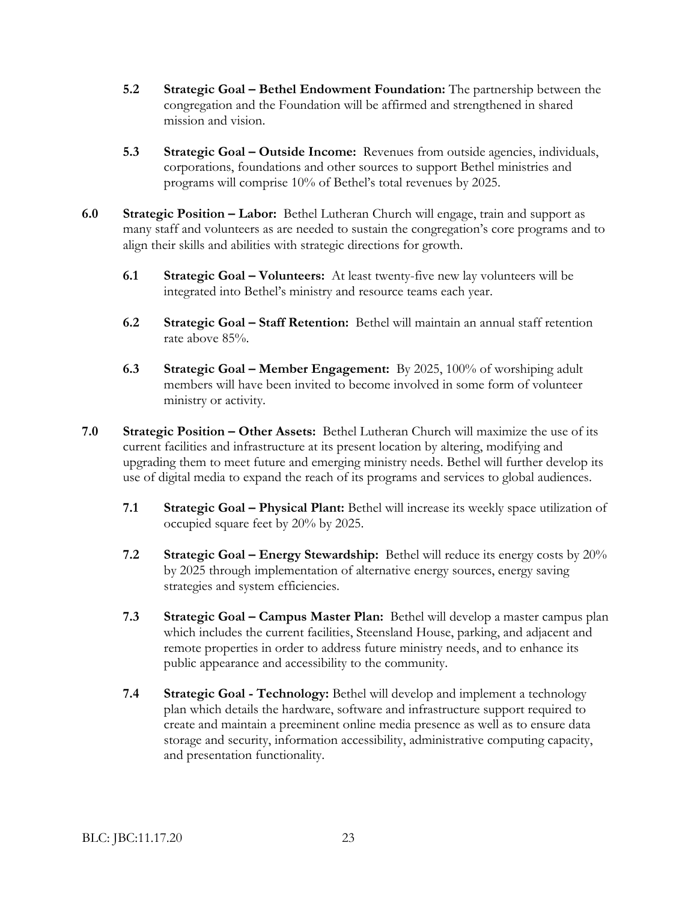**5.2 Strategic Goal – Bethel Endowment Foundation:** The partnership between the congregation and the Foundation will be affirmed and strengthened in shared mission and vision.

**5.3 Strategic Goal – Outside Income:** Revenues from outside agencies, individuals, corporations, foundations and other sources to support Bethel ministries and programs will comprise 10% of Bethel's total revenues by 2025.

**6.0 Strategic Position – Labor:** Bethel Lutheran Church will engage, train and support as many staff and volunteers as are needed to sustain the congregation's core programs and to align their skills and abilities with strategic directions for growth.

**6.1 Strategic Goal – Volunteers:** At least twenty-five new lay volunteers will be integrated into Bethel's ministry and resource teams each year.

**6.2 Strategic Goal – Staff Retention:** Bethel will maintain an annual staff retention rate above 85%.

**6.3 Strategic Goal – Member Engagement:** By 2025, 100% of worshiping adult members will have been invited to become involved in some form of volunteer ministry or activity.

**7.0 Strategic Position – Other Assets:** Bethel Lutheran Church will maximize the use of its current facilities and infrastructure at its present location by altering, modifying and upgrading them to meet future and emerging ministry needs. Bethel will further develop its use of digital media to expand the reach of its programs and services to global audiences.

**7.1 Strategic Goal – Physical Plant:** Bethel will increase its weekly space utilization of occupied square feet by 20% by 2025.

**7.2 Strategic Goal – Energy Stewardship:** Bethel will reduce its energy costs by 20% by 2025 through implementation of alternative energy sources, energy saving strategies and system efficiencies.

**7.3 Strategic Goal – Campus Master Plan:** Bethel will develop a master campus plan which includes the current facilities, Steensland House, parking, and adjacent and remote properties in order to address future ministry needs, and to enhance its public appearance and accessibility to the community.

**7.4 Strategic Goal - Technology:** Bethel will develop and implement a technology plan which details the hardware, software and infrastructure support required to create and maintain a preeminent online media presence as well as to ensure data storage and security, information accessibility, administrative computing capacity, and presentation functionality.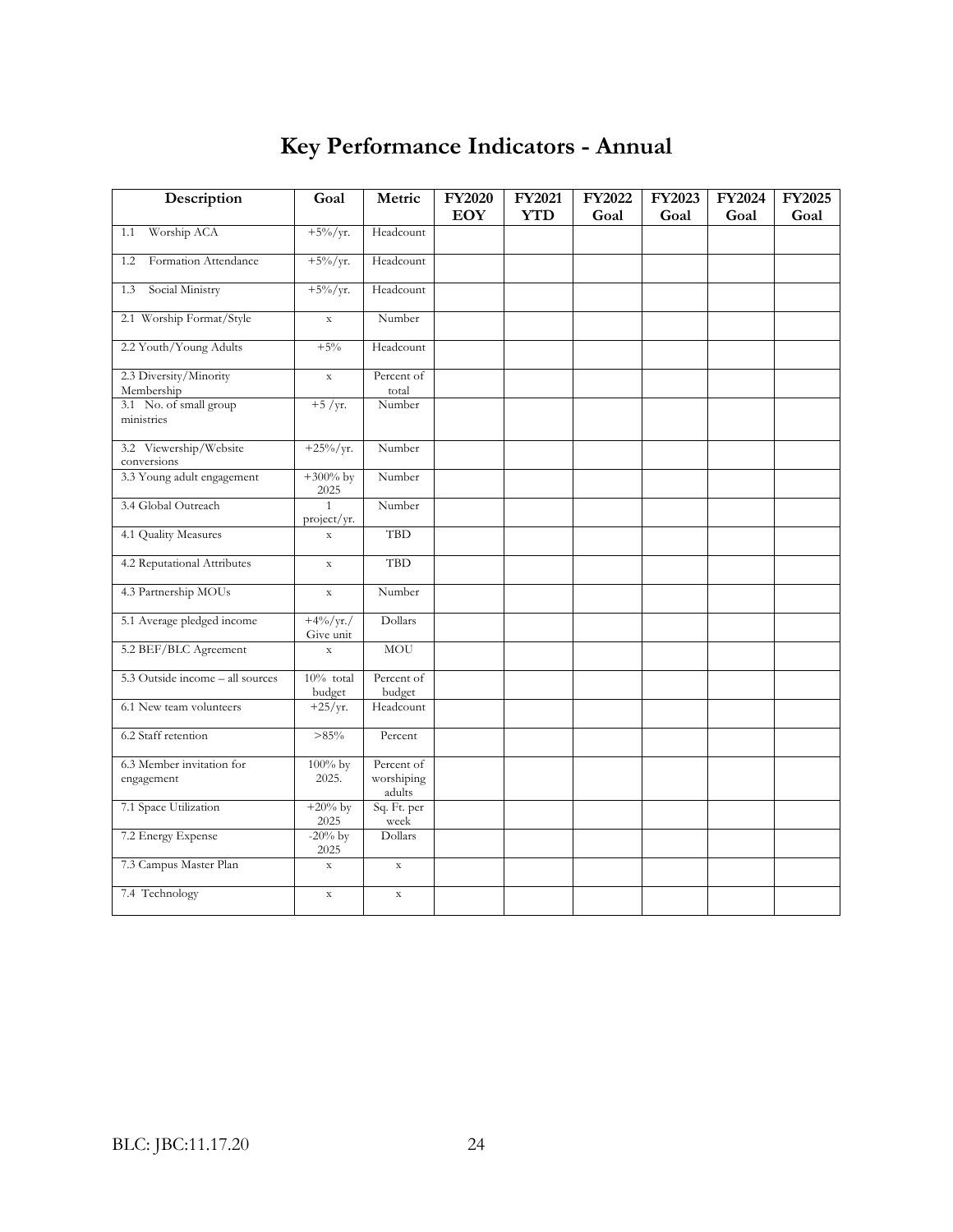# Key Performance Indicators - Annual

| Description | Goal | Metric | FY2020 EOY | FY2021 YTD | FY2022 Goal | FY2023 Goal | FY2024 Goal | FY2025 Goal |
|---|---|---|---|---|---|---|---|---|
| 1.1 Worship ACA | +5%/yr. | Headcount | | | | | | |
| 1.2 Formation Attendance | +5%/yr. | Headcount | | | | | | |
| 1.3 Social Ministry | +5%/yr. | Headcount | | | | | | |
| 2.1 Worship Format/Style | x | Number | | | | | | |
| 2.2 Youth/Young Adults | +5% | Headcount | | | | | | |
| 2.3 Diversity/Minority Membership | x | Percent of total | | | | | | |
| 3.1 No. of small group ministries | +5 /yr. | Number | | | | | | |
| 3.2 Viewership/Website conversions | +25%/yr. | Number | | | | | | |
| 3.3 Young adult engagement | +300% by 2025 | Number | | | | | | |
| 3.4 Global Outreach | 1 project/yr. | Number | | | | | | |
| 4.1 Quality Measures | x | TBD | | | | | | |
| 4.2 Reputational Attributes | x | TBD | | | | | | |
| 4.3 Partnership MOUs | x | Number | | | | | | |
| 5.1 Average pledged income | +4%/yr./ Give unit | Dollars | | | | | | |
| 5.2 BEF/BLC Agreement | x | MOU | | | | | | |
| 5.3 Outside income – all sources | 10% total budget | Percent of budget | | | | | | |
| 6.1 New team volunteers | +25/yr. | Headcount | | | | | | |
| 6.2 Staff retention | >85% | Percent | | | | | | |
| 6.3 Member invitation for engagement | 100% by 2025. | Percent of worshiping adults | | | | | | |
| 7.1 Space Utilization | +20% by 2025 | Sq. Ft. per week | | | | | | |
| 7.2 Energy Expense | -20% by 2025 | Dollars | | | | | | |
| 7.3 Campus Master Plan | x | x | | | | | | |
| 7.4 Technology | x | x | | | | | | |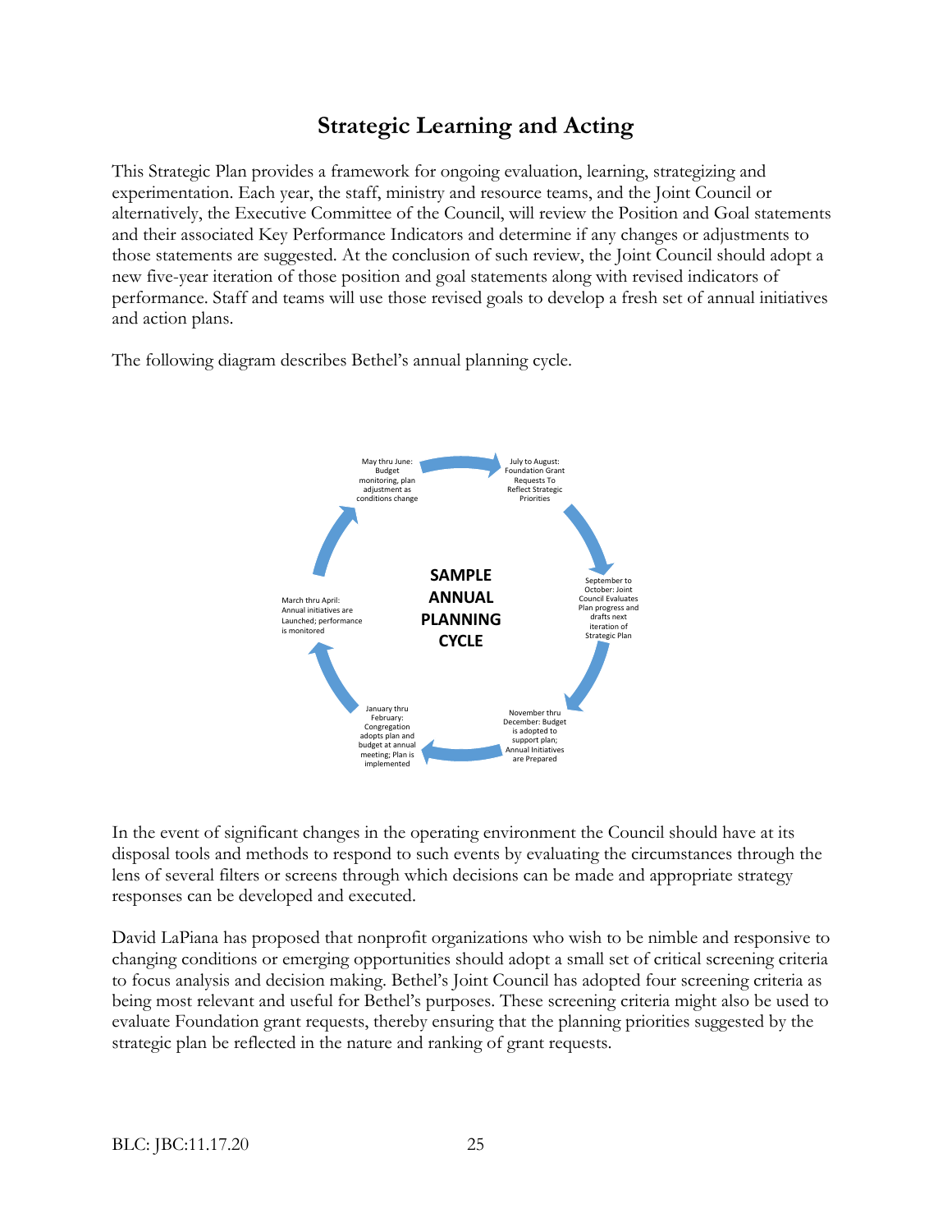# Strategic Learning and Acting

This Strategic Plan provides a framework for ongoing evaluation, learning, strategizing and experimentation. Each year, the staff, ministry and resource teams, and the Joint Council or alternatively, the Executive Committee of the Council, will review the Position and Goal statements and their associated Key Performance Indicators and determine if any changes or adjustments to those statements are suggested. At the conclusion of such review, the Joint Council should adopt a new five-year iteration of those position and goal statements along with revised indicators of performance. Staff and teams will use those revised goals to develop a fresh set of annual initiatives and action plans.

The following diagram describes Bethel's annual planning cycle.

**SAMPLE ANNUAL PLANNING CYCLE**

- July to August: Foundation Grant Requests To Reflect Strategic Priorities
- September to October: Joint Council Evaluates Plan progress and drafts next iteration of Strategic Plan
- November thru December: Budget is adopted to support plan; Annual Initiatives are Prepared
- January thru February: Congregation adopts plan and budget at annual meeting; Plan is implemented
- March thru April: Annual initiatives are Launched; performance is monitored
- May thru June: Budget monitoring, plan adjustment as conditions change

In the event of significant changes in the operating environment the Council should have at its disposal tools and methods to respond to such events by evaluating the circumstances through the lens of several filters or screens through which decisions can be made and appropriate strategy responses can be developed and executed.

David LaPiana has proposed that nonprofit organizations who wish to be nimble and responsive to changing conditions or emerging opportunities should adopt a small set of critical screening criteria to focus analysis and decision making. Bethel's Joint Council has adopted four screening criteria as being most relevant and useful for Bethel's purposes. These screening criteria might also be used to evaluate Foundation grant requests, thereby ensuring that the planning priorities suggested by the strategic plan be reflected in the nature and ranking of grant requests.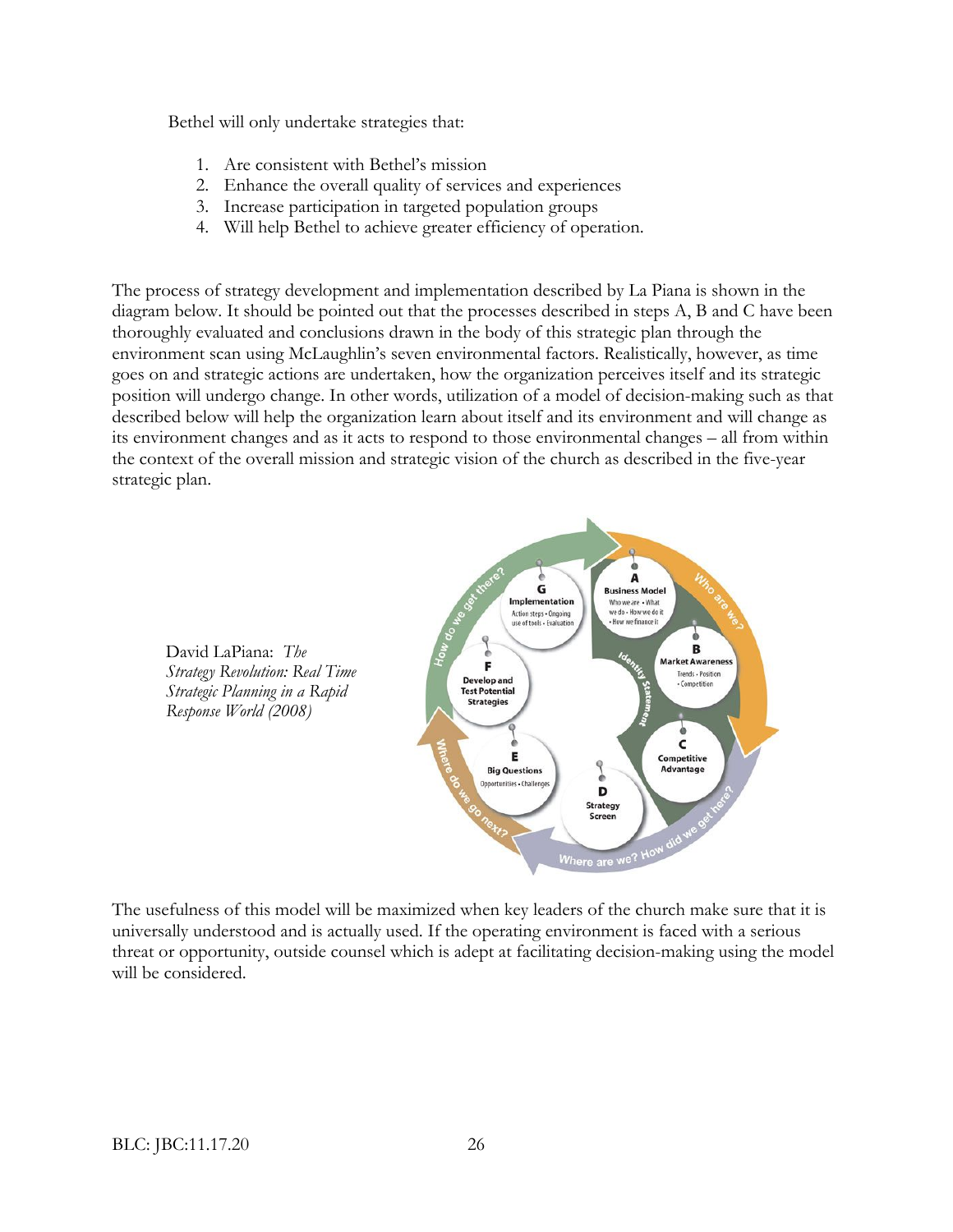Bethel will only undertake strategies that:

1. Are consistent with Bethel's mission
2. Enhance the overall quality of services and experiences
3. Increase participation in targeted population groups
4. Will help Bethel to achieve greater efficiency of operation.

The process of strategy development and implementation described by La Piana is shown in the diagram below. It should be pointed out that the processes described in steps A, B and C have been thoroughly evaluated and conclusions drawn in the body of this strategic plan through the environment scan using McLaughlin's seven environmental factors. Realistically, however, as time goes on and strategic actions are undertaken, how the organization perceives itself and its strategic position will undergo change. In other words, utilization of a model of decision-making such as that described below will help the organization learn about itself and its environment and will change as its environment changes and as it acts to respond to those environmental changes – all from within the context of the overall mission and strategic vision of the church as described in the five-year strategic plan.

David LaPiana: *The Strategy Revolution: Real Time Strategic Planning in a Rapid Response World (2008)*

Who are we?
A
Business Model
Who we are • What we do • How we do it • How we finance it
B
Market Awareness
Trends • Position • Competition
C
Competitive Advantage
Identity Statement
Where are we? How did we get here?
D
Strategy Screen
Where do we go next?
E
Big Questions
Opportunities • Challenges
How do we get there?
F
Develop and Test Potential Strategies
G
Implementation
Action steps • Ongoing use of tools • Evaluation

The usefulness of this model will be maximized when key leaders of the church make sure that it is universally understood and is actually used. If the operating environment is faced with a serious threat or opportunity, outside counsel which is adept at facilitating decision-making using the model will be considered.

BLC: JBC:11.17.20